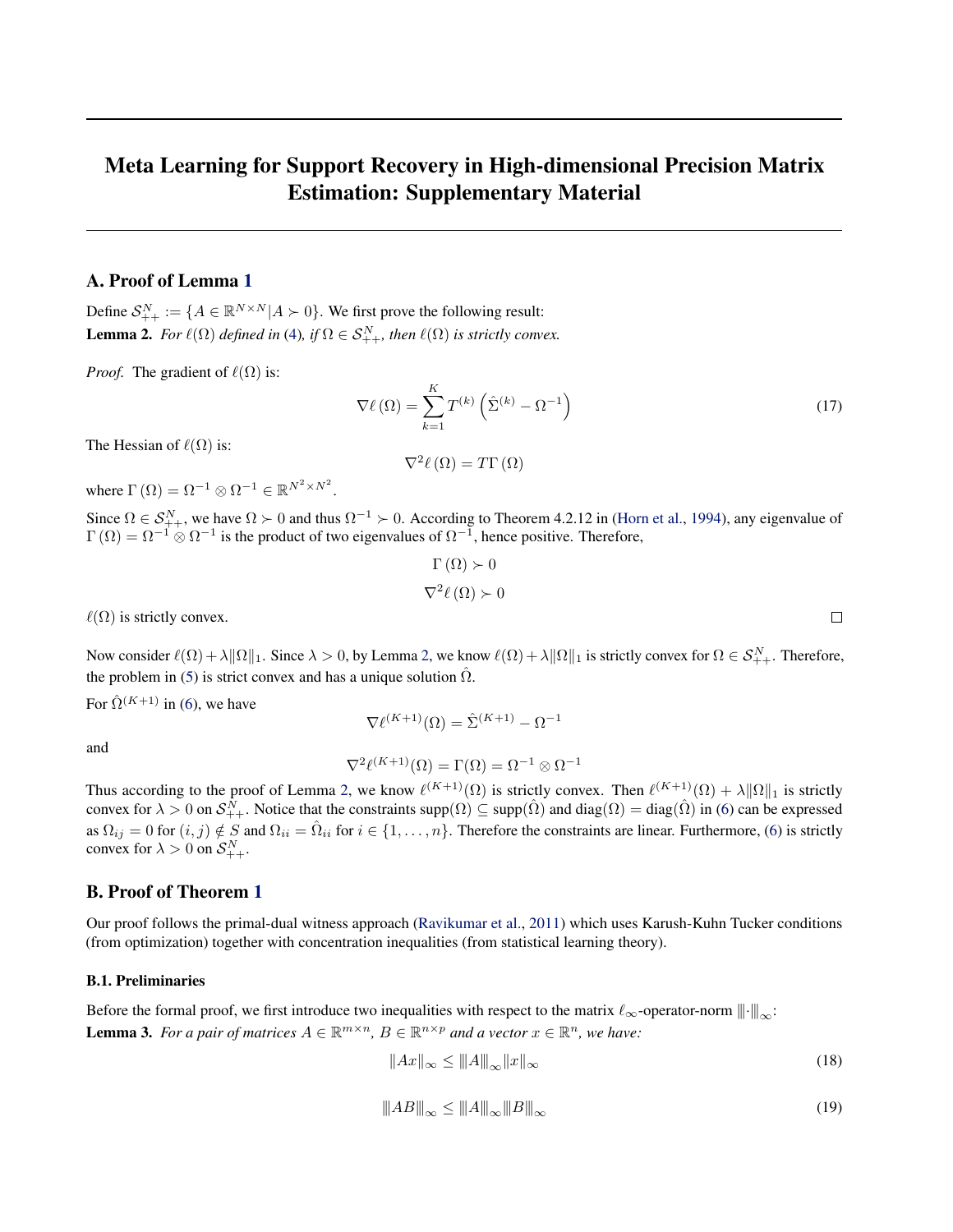# Meta Learning for Support Recovery in High-dimensional Precision Matrix Estimation: Supplementary Material

## A. Proof of Lemma 1

Define $\mathcal{S}_{++}^N := \{A \in \mathbb{R}^{N \times N} | A \succ 0\}$. We first prove the following result:

**Lemma 2.** *For $\ell(\Omega)$ defined in (4), if $\Omega \in \mathcal{S}_{++}^N$, then $\ell(\Omega)$ is strictly convex.*

*Proof.* The gradient of $\ell(\Omega)$ is:

$$\nabla \ell\left(\Omega\right) = \sum_{k=1}^{K} T^{(k)} \left(\hat{\Sigma}^{(k)} - \Omega^{-1}\right) \tag{17}$$

The Hessian of $\ell(\Omega)$ is:

$$\nabla^2 \ell\left(\Omega\right) = T\Gamma\left(\Omega\right)$$

where $\Gamma\left(\Omega\right) = \Omega^{-1} \otimes \Omega^{-1} \in \mathbb{R}^{N^2 \times N^2}$.

Since $\Omega \in \mathcal{S}_{++}^N$, we have $\Omega \succ 0$ and thus $\Omega^{-1} \succ 0$. According to Theorem 4.2.12 in (Horn et al., 1994), any eigenvalue of $\Gamma\left(\Omega\right) = \Omega^{-1} \otimes \Omega^{-1}$ is the product of two eigenvalues of $\Omega^{-1}$, hence positive. Therefore,

$$\Gamma\left(\Omega\right) \succ 0$$

$$\nabla^2 \ell\left(\Omega\right) \succ 0$$

$\ell(\Omega)$ is strictly convex. □

Now consider $\ell(\Omega) + \lambda \|\Omega\|_1$. Since $\lambda > 0$, by Lemma 2, we know $\ell(\Omega) + \lambda \|\Omega\|_1$ is strictly convex for $\Omega \in \mathcal{S}_{++}^N$. Therefore, the problem in (5) is strict convex and has a unique solution $\hat{\Omega}$.

For $\hat{\Omega}^{(K+1)}$ in (6), we have

$$\nabla \ell^{(K+1)}(\Omega) = \hat{\Sigma}^{(K+1)} - \Omega^{-1}$$

and

$$\nabla^2 \ell^{(K+1)}(\Omega) = \Gamma(\Omega) = \Omega^{-1} \otimes \Omega^{-1}$$

Thus according to the proof of Lemma 2, we know $\ell^{(K+1)}(\Omega)$ is strictly convex. Then $\ell^{(K+1)}(\Omega) + \lambda \|\Omega\|_1$ is strictly convex for $\lambda > 0$ on $\mathcal{S}_{++}^N$. Notice that the constraints $\text{supp}(\Omega) \subseteq \text{supp}(\hat{\Omega})$ and $\text{diag}(\Omega) = \text{diag}(\hat{\Omega})$ in (6) can be expressed as $\Omega_{ij} = 0$ for $(i,j) \notin S$ and $\Omega_{ii} = \hat{\Omega}_{ii}$ for $i \in \{1, \ldots, n\}$. Therefore the constraints are linear. Furthermore, (6) is strictly convex for $\lambda > 0$ on $\mathcal{S}_{++}^N$.

## B. Proof of Theorem 1

Our proof follows the primal-dual witness approach (Ravikumar et al., 2011) which uses Karush-Kuhn Tucker conditions (from optimization) together with concentration inequalities (from statistical learning theory).

### B.1. Preliminaries

Before the formal proof, we first introduce two inequalities with respect to the matrix $\ell_\infty$-operator-norm $|||\cdot|||_\infty$:

**Lemma 3.** *For a pair of matrices $A \in \mathbb{R}^{m \times n}$, $B \in \mathbb{R}^{n \times p}$ and a vector $x \in \mathbb{R}^n$, we have:*

$$\|Ax\|_\infty \leq |||A|||_\infty \|x\|_\infty \tag{18}$$

$$|||AB|||_\infty \leq |||A|||_\infty |||B|||_\infty \tag{19}$$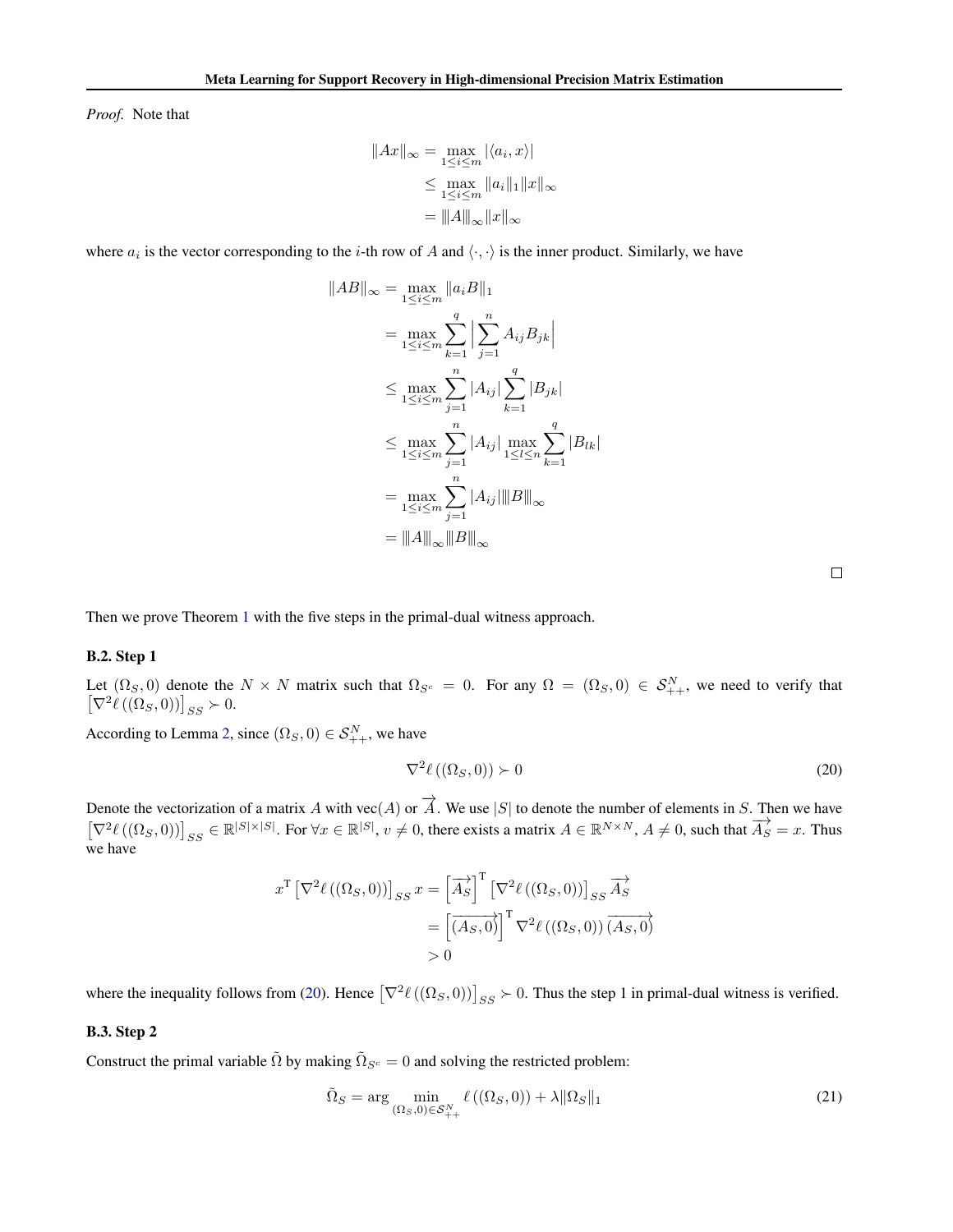*Proof.* Note that

$$
\begin{aligned}
\|Ax\|_\infty &= \max_{1\le i\le m} |\langle a_i, x\rangle| \\
&\le \max_{1\le i\le m} \|a_i\|_1 \|x\|_\infty \\
&= \|\!|A|\!\|_\infty \|x\|_\infty
\end{aligned}
$$

where $a_i$ is the vector corresponding to the $i$-th row of $A$ and $\langle\cdot,\cdot\rangle$ is the inner product. Similarly, we have

$$
\begin{aligned}
\|AB\|_\infty &= \max_{1\le i\le m} \|a_i B\|_1 \\
&= \max_{1\le i\le m} \sum_{k=1}^{q} \Big|\sum_{j=1}^{n} A_{ij}B_{jk}\Big| \\
&\le \max_{1\le i\le m} \sum_{j=1}^{n} |A_{ij}| \sum_{k=1}^{q} |B_{jk}| \\
&\le \max_{1\le i\le m} \sum_{j=1}^{n} |A_{ij}| \max_{1\le l\le n} \sum_{k=1}^{q} |B_{lk}| \\
&= \max_{1\le i\le m} \sum_{j=1}^{n} |A_{ij}| \|\!|B|\!\|_\infty \\
&= \|\!|A|\!\|_\infty \|\!|B|\!\|_\infty
\end{aligned}
$$

□

Then we prove Theorem 1 with the five steps in the primal-dual witness approach.

### B.2. Step 1

Let $(\Omega_S, 0)$ denote the $N \times N$ matrix such that $\Omega_{S^c} = 0$. For any $\Omega = (\Omega_S, 0) \in \mathcal{S}_{++}^N$, we need to verify that $\left[\nabla^2 \ell\left((\Omega_S, 0)\right)\right]_{SS} \succ 0$.

According to Lemma 2, since $(\Omega_S, 0) \in \mathcal{S}_{++}^N$, we have

$$
\nabla^2 \ell\left((\Omega_S, 0)\right) \succ 0 \tag{20}
$$

Denote the vectorization of a matrix $A$ with $\mathrm{vec}(A)$ or $\overrightarrow{A}$. We use $|S|$ to denote the number of elements in $S$. Then we have $\left[\nabla^2 \ell\left((\Omega_S, 0)\right)\right]_{SS} \in \mathbb{R}^{|S|\times|S|}$. For $\forall x \in \mathbb{R}^{|S|}$, $v \neq 0$, there exists a matrix $A \in \mathbb{R}^{N\times N}$, $A \neq 0$, such that $\overrightarrow{A_S} = x$. Thus we have

$$
\begin{aligned}
x^{\mathrm{T}} \left[\nabla^2 \ell\left((\Omega_S, 0)\right)\right]_{SS} x &= \left[\overrightarrow{A_S}\right]^{\mathrm{T}} \left[\nabla^2 \ell\left((\Omega_S, 0)\right)\right]_{SS} \overrightarrow{A_S} \\
&= \left[\overrightarrow{(A_S, 0)}\right]^{\mathrm{T}} \nabla^2 \ell\left((\Omega_S, 0)\right) \overrightarrow{(A_S, 0)} \\
&> 0
\end{aligned}
$$

where the inequality follows from (20). Hence $\left[\nabla^2 \ell\left((\Omega_S, 0)\right)\right]_{SS} \succ 0$. Thus the step 1 in primal-dual witness is verified.

### B.3. Step 2

Construct the primal variable $\tilde{\Omega}$ by making $\tilde{\Omega}_{S^c} = 0$ and solving the restricted problem:

$$
\tilde{\Omega}_S = \arg \min_{(\Omega_S, 0)\in \mathcal{S}_{++}^N} \ell\left((\Omega_S, 0)\right) + \lambda \|\Omega_S\|_1 \tag{21}
$$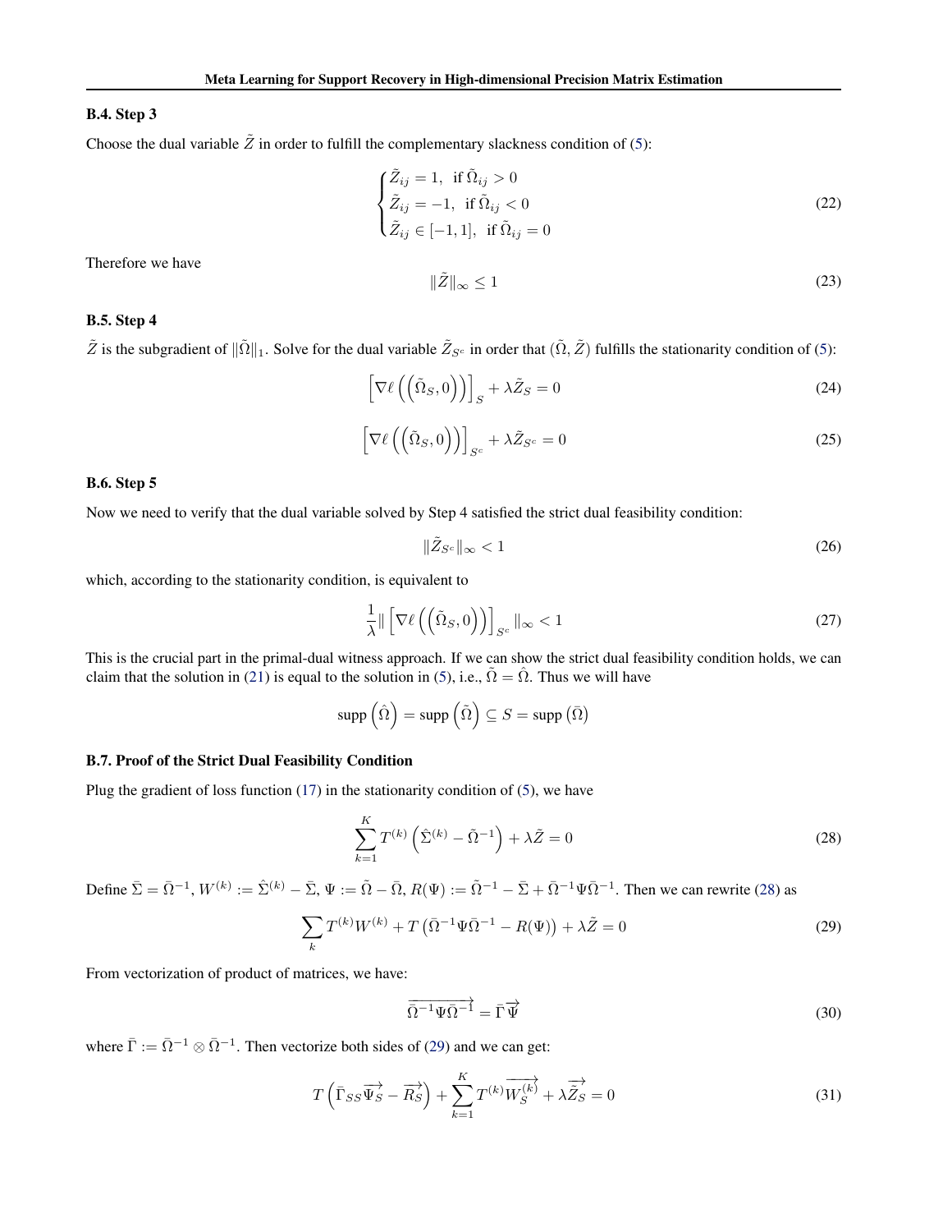### B.4. Step 3

Choose the dual variable $\tilde{Z}$ in order to fulfill the complementary slackness condition of (5):

$$
\begin{cases}
\tilde{Z}_{ij} = 1, & \text{if } \tilde{\Omega}_{ij} > 0 \\
\tilde{Z}_{ij} = -1, & \text{if } \tilde{\Omega}_{ij} < 0 \\
\tilde{Z}_{ij} \in [-1, 1], & \text{if } \tilde{\Omega}_{ij} = 0
\end{cases}
\tag{22}
$$

Therefore we have

$$
\|\tilde{Z}\|_\infty \leq 1 \tag{23}
$$

### B.5. Step 4

$\tilde{Z}$ is the subgradient of $\|\tilde{\Omega}\|_1$. Solve for the dual variable $\tilde{Z}_{S^c}$ in order that $(\tilde{\Omega}, \tilde{Z})$ fulfills the stationarity condition of (5):

$$
\left[\nabla \ell\left(\left(\tilde{\Omega}_S, 0\right)\right)\right]_S + \lambda \tilde{Z}_S = 0 \tag{24}
$$

$$
\left[\nabla \ell\left(\left(\tilde{\Omega}_S, 0\right)\right)\right]_{S^c} + \lambda \tilde{Z}_{S^c} = 0 \tag{25}
$$

### B.6. Step 5

Now we need to verify that the dual variable solved by Step 4 satisfied the strict dual feasibility condition:

$$
\|\tilde{Z}_{S^c}\|_\infty < 1 \tag{26}
$$

which, according to the stationarity condition, is equivalent to

$$
\frac{1}{\lambda} \| \left[\nabla \ell\left(\left(\tilde{\Omega}_S, 0\right)\right)\right]_{S^c} \|_\infty < 1 \tag{27}
$$

This is the crucial part in the primal-dual witness approach. If we can show the strict dual feasibility condition holds, we can claim that the solution in (21) is equal to the solution in (5), i.e., $\tilde{\Omega} = \hat{\Omega}$. Thus we will have

$$
\operatorname{supp}\left(\hat{\Omega}\right) = \operatorname{supp}\left(\tilde{\Omega}\right) \subseteq S = \operatorname{supp}\left(\bar{\Omega}\right)
$$

### B.7. Proof of the Strict Dual Feasibility Condition

Plug the gradient of loss function (17) in the stationarity condition of (5), we have

$$
\sum_{k=1}^{K} T^{(k)} \left(\hat{\Sigma}^{(k)} - \tilde{\Omega}^{-1}\right) + \lambda \tilde{Z} = 0 \tag{28}
$$

Define $\bar{\Sigma} = \bar{\Omega}^{-1}$, $W^{(k)} := \hat{\Sigma}^{(k)} - \bar{\Sigma}$, $\Psi := \tilde{\Omega} - \bar{\Omega}$, $R(\Psi) := \tilde{\Omega}^{-1} - \bar{\Sigma} + \bar{\Omega}^{-1}\Psi\bar{\Omega}^{-1}$. Then we can rewrite (28) as

$$
\sum_k T^{(k)} W^{(k)} + T\left(\bar{\Omega}^{-1}\Psi\bar{\Omega}^{-1} - R(\Psi)\right) + \lambda \tilde{Z} = 0 \tag{29}
$$

From vectorization of product of matrices, we have:

$$
\overrightarrow{\bar{\Omega}^{-1}\Psi\bar{\Omega}^{-1}} = \bar{\Gamma}\overrightarrow{\Psi} \tag{30}
$$

where $\bar{\Gamma} := \bar{\Omega}^{-1} \otimes \bar{\Omega}^{-1}$. Then vectorize both sides of (29) and we can get:

$$
T\left(\bar{\Gamma}_{SS}\overrightarrow{\Psi_S} - \overrightarrow{R_S}\right) + \sum_{k=1}^{K} T^{(k)} \overrightarrow{W_S^{(k)}} + \lambda \overrightarrow{\tilde{Z}_S} = 0 \tag{31}
$$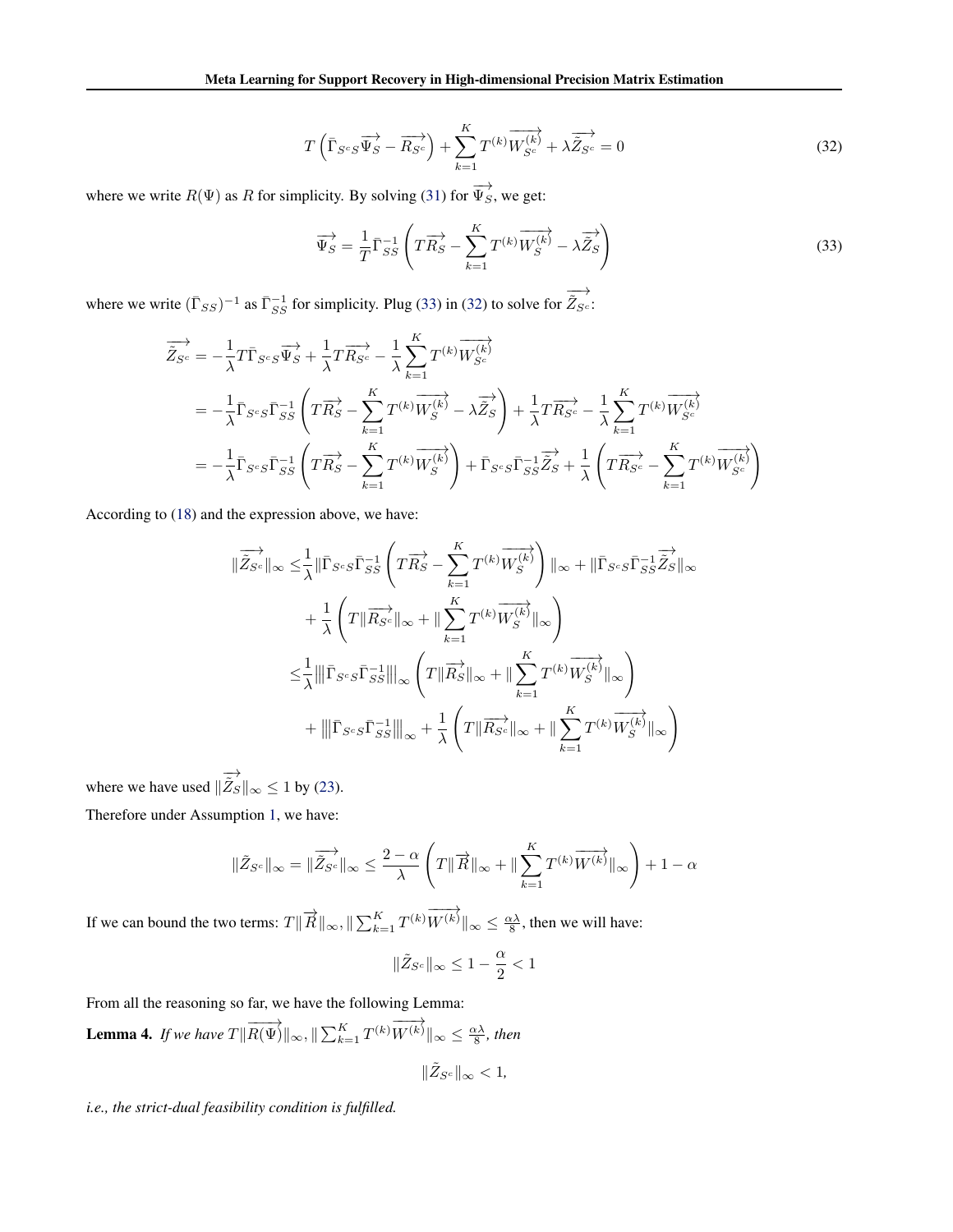$$
T\left(\bar{\Gamma}_{S^cS}\overrightarrow{\Psi_S} - \overrightarrow{R_{S^c}}\right) + \sum_{k=1}^{K} T^{(k)}\overrightarrow{W_{S^c}^{(k)}} + \lambda\overrightarrow{\tilde{Z}_{S^c}} = 0 \tag{32}
$$

where we write $R(\Psi)$ as $R$ for simplicity. By solving (31) for $\overrightarrow{\Psi_S}$, we get:

$$
\overrightarrow{\Psi_S} = \frac{1}{T}\bar{\Gamma}_{SS}^{-1}\left(T\overrightarrow{R_S} - \sum_{k=1}^{K} T^{(k)}\overrightarrow{W_S^{(k)}} - \lambda\overrightarrow{\tilde{Z}_S}\right) \tag{33}
$$

where we write $(\bar{\Gamma}_{SS})^{-1}$ as $\bar{\Gamma}_{SS}^{-1}$ for simplicity. Plug (33) in (32) to solve for $\overrightarrow{\tilde{Z}_{S^c}}$:

$$
\begin{aligned}
\overrightarrow{\tilde{Z}_{S^c}} &= -\frac{1}{\lambda}T\bar{\Gamma}_{S^cS}\overrightarrow{\Psi_S} + \frac{1}{\lambda}T\overrightarrow{R_{S^c}} - \frac{1}{\lambda}\sum_{k=1}^{K} T^{(k)}\overrightarrow{W_{S^c}^{(k)}} \\
&= -\frac{1}{\lambda}\bar{\Gamma}_{S^cS}\bar{\Gamma}_{SS}^{-1}\left(T\overrightarrow{R_S} - \sum_{k=1}^{K} T^{(k)}\overrightarrow{W_S^{(k)}} - \lambda\overrightarrow{\tilde{Z}_S}\right) + \frac{1}{\lambda}T\overrightarrow{R_{S^c}} - \frac{1}{\lambda}\sum_{k=1}^{K} T^{(k)}\overrightarrow{W_{S^c}^{(k)}} \\
&= -\frac{1}{\lambda}\bar{\Gamma}_{S^cS}\bar{\Gamma}_{SS}^{-1}\left(T\overrightarrow{R_S} - \sum_{k=1}^{K} T^{(k)}\overrightarrow{W_S^{(k)}}\right) + \bar{\Gamma}_{S^cS}\bar{\Gamma}_{SS}^{-1}\overrightarrow{\tilde{Z}_S} + \frac{1}{\lambda}\left(T\overrightarrow{R_{S^c}} - \sum_{k=1}^{K} T^{(k)}\overrightarrow{W_{S^c}^{(k)}}\right)
\end{aligned}
$$

According to (18) and the expression above, we have:

$$
\begin{aligned}
\|\overrightarrow{\tilde{Z}_{S^c}}\|_\infty \leq& \frac{1}{\lambda}\|\bar{\Gamma}_{S^cS}\bar{\Gamma}_{SS}^{-1}\left(T\overrightarrow{R_S} - \sum_{k=1}^{K} T^{(k)}\overrightarrow{W_S^{(k)}}\right)\|_\infty + \|\bar{\Gamma}_{S^cS}\bar{\Gamma}_{SS}^{-1}\overrightarrow{\tilde{Z}_S}\|_\infty \\
&+ \frac{1}{\lambda}\left(T\|\overrightarrow{R_{S^c}}\|_\infty + \|\sum_{k=1}^{K} T^{(k)}\overrightarrow{W_S^{(k)}}\|_\infty\right) \\
\leq& \frac{1}{\lambda}|||\bar{\Gamma}_{S^cS}\bar{\Gamma}_{SS}^{-1}|||_\infty\left(T\|\overrightarrow{R_S}\|_\infty + \|\sum_{k=1}^{K} T^{(k)}\overrightarrow{W_S^{(k)}}\|_\infty\right) \\
&+ |||\bar{\Gamma}_{S^cS}\bar{\Gamma}_{SS}^{-1}|||_\infty + \frac{1}{\lambda}\left(T\|\overrightarrow{R_{S^c}}\|_\infty + \|\sum_{k=1}^{K} T^{(k)}\overrightarrow{W_S^{(k)}}\|_\infty\right)
\end{aligned}
$$

where we have used $\|\overrightarrow{\tilde{Z}_S}\|_\infty \leq 1$ by (23).

Therefore under Assumption 1, we have:

$$
\|\tilde{Z}_{S^c}\|_\infty = \|\overrightarrow{\tilde{Z}_{S^c}}\|_\infty \leq \frac{2-\alpha}{\lambda}\left(T\|\overrightarrow{R}\|_\infty + \|\sum_{k=1}^{K} T^{(k)}\overrightarrow{W^{(k)}}\|_\infty\right) + 1 - \alpha
$$

If we can bound the two terms: $T\|\overrightarrow{R}\|_\infty, \|\sum_{k=1}^{K} T^{(k)}\overrightarrow{W^{(k)}}\|_\infty \leq \frac{\alpha\lambda}{8}$, then we will have:

$$
\|\tilde{Z}_{S^c}\|_\infty \leq 1 - \frac{\alpha}{2} < 1
$$

From all the reasoning so far, we have the following Lemma:

**Lemma 4.** *If we have $T\|\overrightarrow{R(\Psi)}\|_\infty, \|\sum_{k=1}^{K} T^{(k)}\overrightarrow{W^{(k)}}\|_\infty \leq \frac{\alpha\lambda}{8}$, then*

$$
\|\tilde{Z}_{S^c}\|_\infty < 1,
$$

*i.e., the strict-dual feasibility condition is fulfilled.*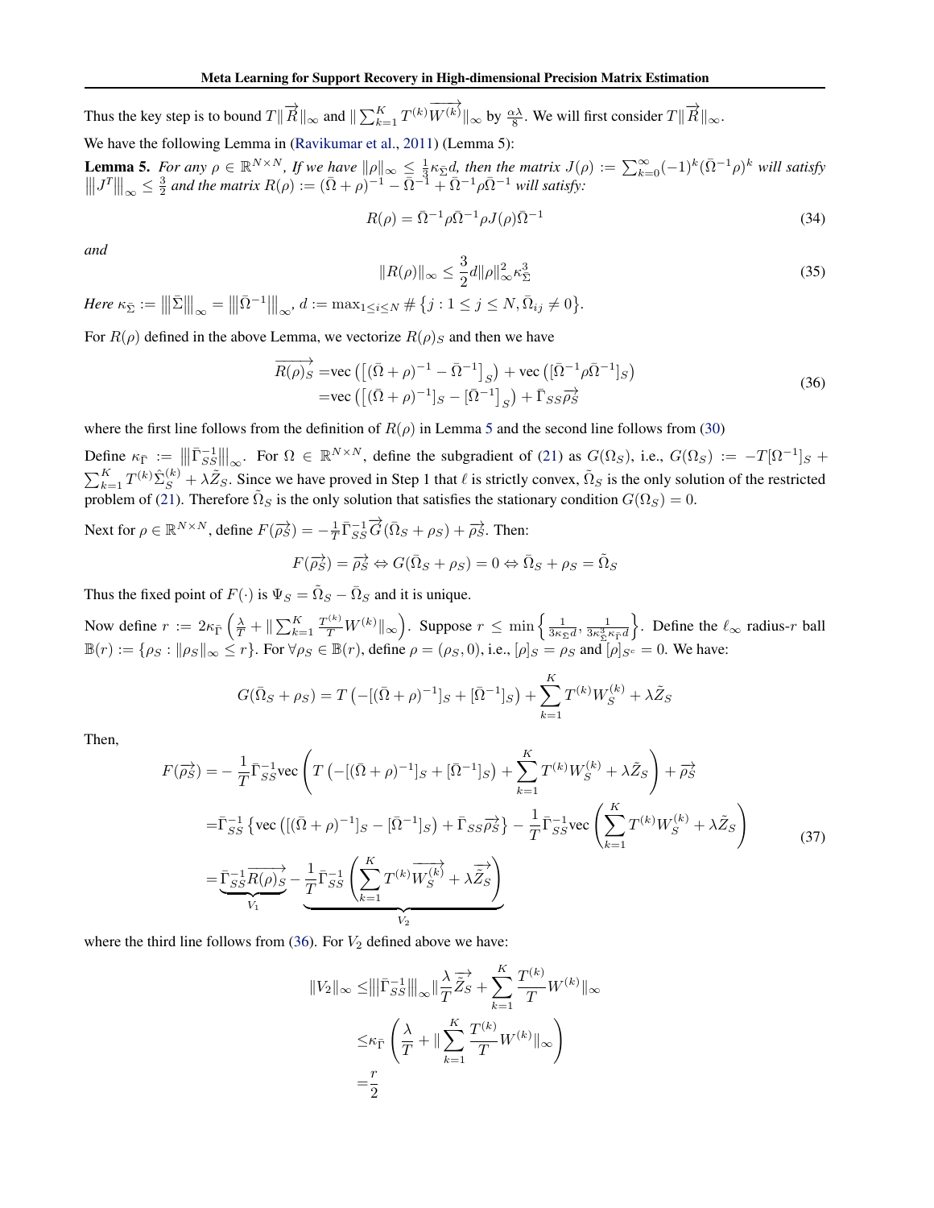Thus the key step is to bound $T\|\overrightarrow{R}\|_\infty$ and $\|\sum_{k=1}^K T^{(k)}\overrightarrow{W^{(k)}}\|_\infty$ by $\frac{\alpha\lambda}{8}$. We will first consider $T\|\overrightarrow{R}\|_\infty$.

We have the following Lemma in (Ravikumar et al., 2011) (Lemma 5):

**Lemma 5.** *For any $\rho \in \mathbb{R}^{N\times N}$, If we have $\|\rho\|_\infty \le \frac{1}{3}\kappa_{\bar{\Sigma}} d$, then the matrix $J(\rho) := \sum_{k=0}^\infty (-1)^k(\bar{\Omega}^{-1}\rho)^k$ will satisfy $\left\|\left|J^T\right|\right\|_\infty \le \frac{3}{2}$ and the matrix $R(\rho) := (\bar{\Omega}+\rho)^{-1} - \bar{\Omega}^{-1} + \bar{\Omega}^{-1}\rho\bar{\Omega}^{-1}$ will satisfy:*

$$R(\rho) = \bar{\Omega}^{-1}\rho\bar{\Omega}^{-1}\rho J(\rho)\bar{\Omega}^{-1} \tag{34}$$

*and*

$$\|R(\rho)\|_\infty \le \frac{3}{2}d\|\rho\|_\infty^2 \kappa_{\bar{\Sigma}}^3 \tag{35}$$

*Here $\kappa_{\bar{\Sigma}} := \left\|\left|\bar{\Sigma}\right|\right\|_\infty = \left\|\left|\bar{\Omega}^{-1}\right|\right\|_\infty$, $d := \max_{1\le i\le N} \#\left\{j : 1 \le j \le N, \bar{\Omega}_{ij} \neq 0\right\}$.*

For $R(\rho)$ defined in the above Lemma, we vectorize $R(\rho)_S$ and then we have

$$\begin{aligned}
\overrightarrow{R(\rho)_S} =& \text{vec}\left(\left[(\bar{\Omega}+\rho)^{-1} - \bar{\Omega}^{-1}\right]_S\right) + \text{vec}\left([\bar{\Omega}^{-1}\rho\bar{\Omega}^{-1}]_S\right) \\
=& \text{vec}\left([(\bar{\Omega}+\rho)^{-1}]_S - \left[\bar{\Omega}^{-1}\right]_S\right) + \bar{\Gamma}_{SS}\overrightarrow{\rho_S}
\end{aligned} \tag{36}$$

where the first line follows from the definition of $R(\rho)$ in Lemma 5 and the second line follows from (30)

Define $\kappa_{\bar{\Gamma}} := \left\|\left|\bar{\Gamma}_{SS}^{-1}\right|\right\|_\infty$. For $\Omega \in \mathbb{R}^{N\times N}$, define the subgradient of (21) as $G(\Omega_S)$, i.e., $G(\Omega_S) := -T[\Omega^{-1}]_S + \sum_{k=1}^K T^{(k)}\hat{\Sigma}_S^{(k)} + \lambda\tilde{Z}_S$. Since we have proved in Step 1 that $\ell$ is strictly convex, $\tilde{\Omega}_S$ is the only solution of the restricted problem of (21). Therefore $\tilde{\Omega}_S$ is the only solution that satisfies the stationary condition $G(\Omega_S) = 0$.

Next for $\rho \in \mathbb{R}^{N\times N}$, define $F(\overrightarrow{\rho_S}) = -\frac{1}{T}\bar{\Gamma}_{SS}^{-1}\overrightarrow{G}(\bar{\Omega}_S + \rho_S) + \overrightarrow{\rho_S}$. Then:

$$F(\overrightarrow{\rho_S}) = \overrightarrow{\rho_S} \Leftrightarrow G(\bar{\Omega}_S + \rho_S) = 0 \Leftrightarrow \bar{\Omega}_S + \rho_S = \tilde{\Omega}_S$$

Thus the fixed point of $F(\cdot)$ is $\Psi_S = \tilde{\Omega}_S - \bar{\Omega}_S$ and it is unique.

Now define $r := 2\kappa_{\bar{\Gamma}}\left(\frac{\lambda}{T} + \|\sum_{k=1}^K \frac{T^{(k)}}{T}W^{(k)}\|_\infty\right)$. Suppose $r \le \min\left\{\frac{1}{3\kappa_{\bar{\Sigma}}d}, \frac{1}{3\kappa_{\bar{\Sigma}}^3\kappa_{\bar{\Gamma}}d}\right\}$. Define the $\ell_\infty$ radius-$r$ ball $\mathbb{B}(r) := \{\rho_S : \|\rho_S\|_\infty \le r\}$. For $\forall\rho_S \in \mathbb{B}(r)$, define $\rho = (\rho_S, 0)$, i.e., $[\rho]_S = \rho_S$ and $[\rho]_{S^c} = 0$. We have:

$$G(\bar{\Omega}_S + \rho_S) = T\left(-[(\bar{\Omega}+\rho)^{-1}]_S + [\bar{\Omega}^{-1}]_S\right) + \sum_{k=1}^K T^{(k)}W_S^{(k)} + \lambda\tilde{Z}_S$$

Then,

$$\begin{aligned}
F(\overrightarrow{\rho_S}) =& -\frac{1}{T}\bar{\Gamma}_{SS}^{-1}\text{vec}\left(T\left(-[(\bar{\Omega}+\rho)^{-1}]_S + [\bar{\Omega}^{-1}]_S\right) + \sum_{k=1}^K T^{(k)}W_S^{(k)} + \lambda\tilde{Z}_S\right) + \overrightarrow{\rho_S} \\
=& \bar{\Gamma}_{SS}^{-1}\left\{\text{vec}\left([(\bar{\Omega}+\rho)^{-1}]_S - [\bar{\Omega}^{-1}]_S\right) + \bar{\Gamma}_{SS}\overrightarrow{\rho_S}\right\} - \frac{1}{T}\bar{\Gamma}_{SS}^{-1}\text{vec}\left(\sum_{k=1}^K T^{(k)}W_S^{(k)} + \lambda\tilde{Z}_S\right) \\
=& \underbrace{\bar{\Gamma}_{SS}^{-1}\overrightarrow{R(\rho)_S}}_{V_1} - \underbrace{\frac{1}{T}\bar{\Gamma}_{SS}^{-1}\left(\sum_{k=1}^K T^{(k)}\overrightarrow{W_S^{(k)}} + \lambda\overrightarrow{\tilde{Z}_S}\right)}_{V_2}
\end{aligned} \tag{37}$$

where the third line follows from (36). For $V_2$ defined above we have:

$$\begin{aligned}
\|V_2\|_\infty \le& \left\|\left|\bar{\Gamma}_{SS}^{-1}\right|\right\|_\infty \left\|\frac{\lambda}{T}\overrightarrow{\tilde{Z}_S} + \sum_{k=1}^K \frac{T^{(k)}}{T}W^{(k)}\right\|_\infty \\
\le& \kappa_{\bar{\Gamma}}\left(\frac{\lambda}{T} + \|\sum_{k=1}^K \frac{T^{(k)}}{T}W^{(k)}\|_\infty\right) \\
=& \frac{r}{2}
\end{aligned}$$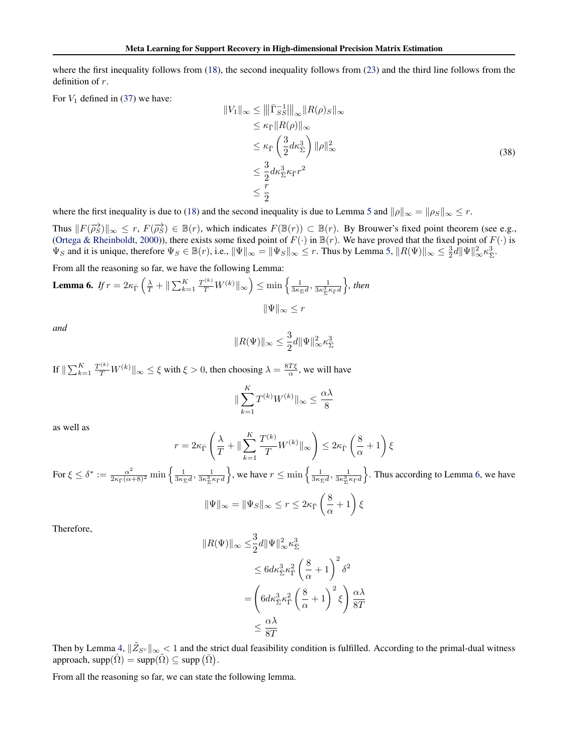where the first inequality follows from (18), the second inequality follows from (23) and the third line follows from the definition of $r$.

For $V_1$ defined in (37) we have:

$$
\begin{aligned}
\|V_1\|_\infty &\leq \left\|\left|\bar{\Gamma}_{SS}^{-1}\right|\right\|_\infty \|R(\rho)_S\|_\infty \\
&\leq \kappa_{\bar{\Gamma}} \|R(\rho)\|_\infty \\
&\leq \kappa_{\bar{\Gamma}} \left(\frac{3}{2} d \kappa_{\bar{\Sigma}}^3\right) \|\rho\|_\infty^2 \\
&\leq \frac{3}{2} d \kappa_{\bar{\Sigma}}^3 \kappa_{\bar{\Gamma}} r^2 \\
&\leq \frac{r}{2}
\end{aligned}
\tag{38}
$$

where the first inequality is due to (18) and the second inequality is due to Lemma 5 and $\|\rho\|_\infty = \|\rho_S\|_\infty \leq r$.

Thus $\|F(\overrightarrow{\rho_S})\|_\infty \leq r$, $F(\overrightarrow{\rho_S}) \in \mathbb{B}(r)$, which indicates $F(\mathbb{B}(r)) \subset \mathbb{B}(r)$. By Brouwer's fixed point theorem (see e.g., (Ortega & Rheinboldt, 2000)), there exists some fixed point of $F(\cdot)$ in $\mathbb{B}(r)$. We have proved that the fixed point of $F(\cdot)$ is $\Psi_S$ and it is unique, therefore $\Psi_S \in \mathbb{B}(r)$, i.e., $\|\Psi\|_\infty = \|\Psi_S\|_\infty \leq r$. Thus by Lemma 5, $\|R(\Psi)\|_\infty \leq \frac{3}{2} d \|\Psi\|_\infty^2 \kappa_{\bar{\Sigma}}^3$.

From all the reasoning so far, we have the following Lemma:

**Lemma 6.** *If* $r = 2\kappa_{\bar{\Gamma}} \left(\frac{\lambda}{T} + \|\sum_{k=1}^K \frac{T^{(k)}}{T} W^{(k)}\|_\infty\right) \leq \min\left\{\frac{1}{3\kappa_{\bar{\Sigma}} d}, \frac{1}{3\kappa_{\bar{\Sigma}}^3 \kappa_{\bar{\Gamma}} d}\right\}$, *then*

$$\|\Psi\|_\infty \leq r$$

*and*

$$\|R(\Psi)\|_\infty \leq \frac{3}{2} d \|\Psi\|_\infty^2 \kappa_{\bar{\Sigma}}^3$$

If $\|\sum_{k=1}^K \frac{T^{(k)}}{T} W^{(k)}\|_\infty \leq \xi$ with $\xi > 0$, then choosing $\lambda = \frac{8T\xi}{\alpha}$, we will have

$$\|\sum_{k=1}^K T^{(k)} W^{(k)}\|_\infty \leq \frac{\alpha\lambda}{8}$$

as well as

$$r = 2\kappa_{\bar{\Gamma}} \left(\frac{\lambda}{T} + \|\sum_{k=1}^K \frac{T^{(k)}}{T} W^{(k)}\|_\infty\right) \leq 2\kappa_{\bar{\Gamma}} \left(\frac{8}{\alpha} + 1\right) \xi$$

For $\xi \leq \delta^* := \frac{\alpha^2}{2\kappa_{\bar{\Gamma}}(\alpha+8)^2} \min\left\{\frac{1}{3\kappa_{\bar{\Sigma}} d}, \frac{1}{3\kappa_{\bar{\Sigma}}^3 \kappa_{\bar{\Gamma}} d}\right\}$, we have $r \leq \min\left\{\frac{1}{3\kappa_{\bar{\Sigma}} d}, \frac{1}{3\kappa_{\bar{\Sigma}}^3 \kappa_{\bar{\Gamma}} d}\right\}$. Thus according to Lemma 6, we have

$$\|\Psi\|_\infty = \|\Psi_S\|_\infty \leq r \leq 2\kappa_{\bar{\Gamma}} \left(\frac{8}{\alpha} + 1\right) \xi$$

Therefore,

$$
\begin{aligned}
\|R(\Psi)\|_\infty \leq& \frac{3}{2} d \|\Psi\|_\infty^2 \kappa_{\bar{\Sigma}}^3 \\
&\leq 6 d \kappa_{\bar{\Sigma}}^3 \kappa_{\bar{\Gamma}}^2 \left(\frac{8}{\alpha} + 1\right)^2 \delta^2 \\
&= \left(6 d \kappa_{\bar{\Sigma}}^3 \kappa_{\bar{\Gamma}}^2 \left(\frac{8}{\alpha} + 1\right)^2 \xi\right) \frac{\alpha\lambda}{8T} \\
&\leq \frac{\alpha\lambda}{8T}
\end{aligned}
$$

Then by Lemma 4, $\|\tilde{Z}_{S^c}\|_\infty < 1$ and the strict dual feasibility condition is fulfilled. According to the primal-dual witness approach, $\text{supp}(\hat{\Omega}) = \text{supp}(\tilde{\Omega}) \subseteq \text{supp}(\bar{\Omega})$.

From all the reasoning so far, we can state the following lemma.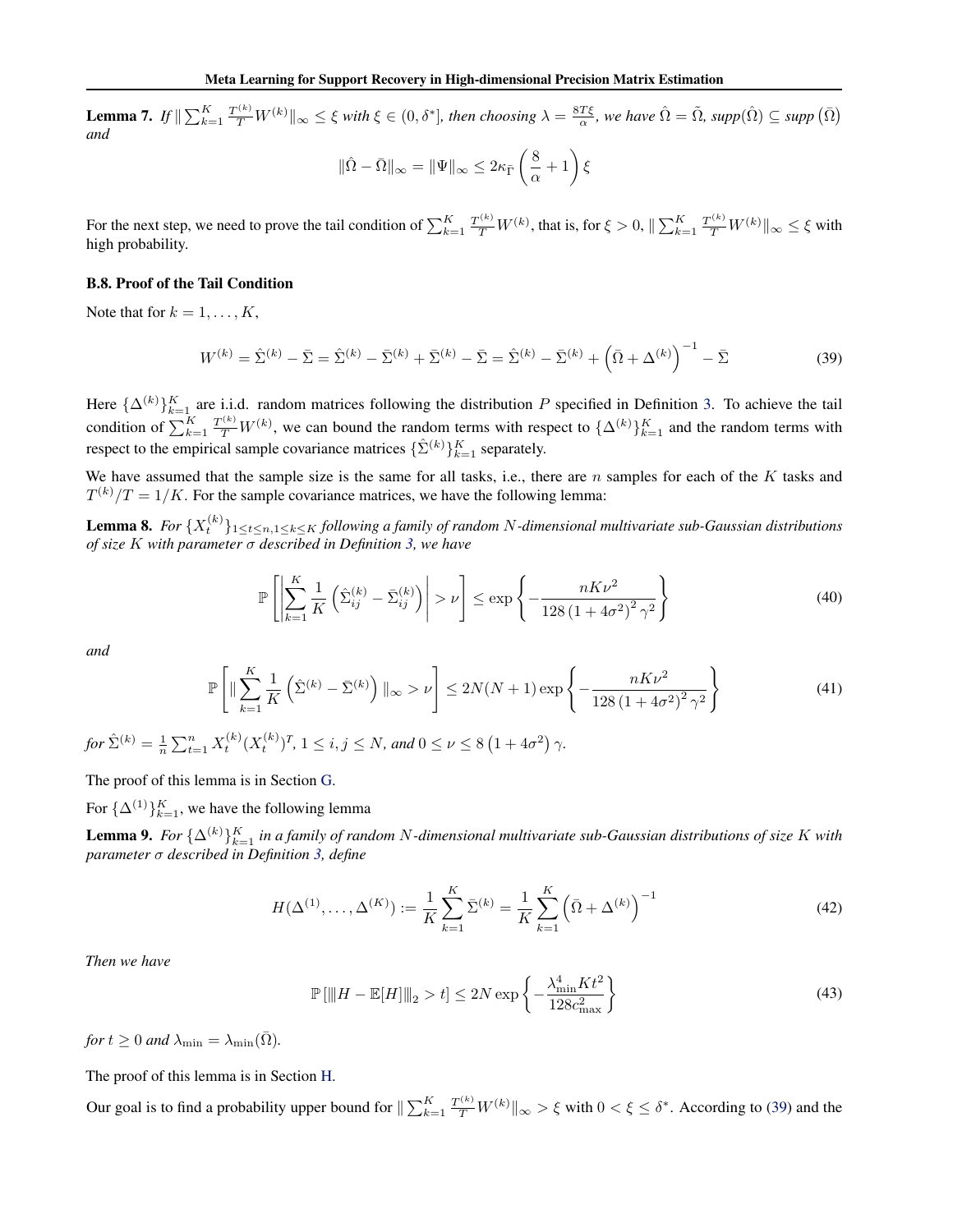**Lemma 7.** *If* $\|\sum_{k=1}^{K} \frac{T^{(k)}}{T} W^{(k)}\|_\infty \le \xi$ *with* $\xi \in (0, \delta^*]$*, then choosing* $\lambda = \frac{8T\xi}{\alpha}$*, we have* $\hat{\Omega} = \tilde{\Omega}$*, supp*$(\hat{\Omega}) \subseteq$ *supp* $(\bar{\Omega})$ *and*

$$\|\hat{\Omega} - \bar{\Omega}\|_\infty = \|\Psi\|_\infty \le 2\kappa_{\bar{\Gamma}} \left(\frac{8}{\alpha} + 1\right) \xi$$

For the next step, we need to prove the tail condition of $\sum_{k=1}^{K} \frac{T^{(k)}}{T} W^{(k)}$, that is, for $\xi > 0$, $\|\sum_{k=1}^{K} \frac{T^{(k)}}{T} W^{(k)}\|_\infty \le \xi$ with high probability.

### B.8. Proof of the Tail Condition

Note that for $k = 1, \ldots, K$,

$$W^{(k)} = \hat{\Sigma}^{(k)} - \bar{\Sigma} = \hat{\Sigma}^{(k)} - \bar{\Sigma}^{(k)} + \bar{\Sigma}^{(k)} - \bar{\Sigma} = \hat{\Sigma}^{(k)} - \bar{\Sigma}^{(k)} + \left(\bar{\Omega} + \Delta^{(k)}\right)^{-1} - \bar{\Sigma} \tag{39}$$

Here $\{\Delta^{(k)}\}_{k=1}^{K}$ are i.i.d. random matrices following the distribution $P$ specified in Definition 3. To achieve the tail condition of $\sum_{k=1}^{K} \frac{T^{(k)}}{T} W^{(k)}$, we can bound the random terms with respect to $\{\Delta^{(k)}\}_{k=1}^{K}$ and the random terms with respect to the empirical sample covariance matrices $\{\hat{\Sigma}^{(k)}\}_{k=1}^{K}$ separately.

We have assumed that the sample size is the same for all tasks, i.e., there are $n$ samples for each of the $K$ tasks and $T^{(k)}/T = 1/K$. For the sample covariance matrices, we have the following lemma:

**Lemma 8.** *For* $\{X_t^{(k)}\}_{1 \le t \le n, 1 \le k \le K}$ *following a family of random* $N$*-dimensional multivariate sub-Gaussian distributions of size* $K$ *with parameter* $\sigma$ *described in Definition 3, we have*

$$\mathbb{P}\left[\left|\sum_{k=1}^{K} \frac{1}{K}\left(\hat{\Sigma}_{ij}^{(k)} - \bar{\Sigma}_{ij}^{(k)}\right)\right| > \nu\right] \le \exp\left\{-\frac{nK\nu^2}{128\left(1 + 4\sigma^2\right)^2 \gamma^2}\right\} \tag{40}$$

*and*

$$\mathbb{P}\left[\|\sum_{k=1}^{K} \frac{1}{K}\left(\hat{\Sigma}^{(k)} - \bar{\Sigma}^{(k)}\right)\|_\infty > \nu\right] \le 2N(N+1)\exp\left\{-\frac{nK\nu^2}{128\left(1 + 4\sigma^2\right)^2 \gamma^2}\right\} \tag{41}$$

*for* $\hat{\Sigma}^{(k)} = \frac{1}{n}\sum_{t=1}^{n} X_t^{(k)}(X_t^{(k)})^T$*,* $1 \le i, j \le N$*, and* $0 \le \nu \le 8\left(1 + 4\sigma^2\right)\gamma$*.*

The proof of this lemma is in Section G.

For $\{\Delta^{(1)}\}_{k=1}^{K}$, we have the following lemma

**Lemma 9.** *For* $\{\Delta^{(k)}\}_{k=1}^{K}$ *in a family of random* $N$*-dimensional multivariate sub-Gaussian distributions of size* $K$ *with parameter* $\sigma$ *described in Definition 3, define*

$$H(\Delta^{(1)}, \ldots, \Delta^{(K)}) := \frac{1}{K}\sum_{k=1}^{K} \bar{\Sigma}^{(k)} = \frac{1}{K}\sum_{k=1}^{K}\left(\bar{\Omega} + \Delta^{(k)}\right)^{-1} \tag{42}$$

*Then we have*

$$\mathbb{P}\left[\|H - \mathbb{E}[H]\|_2 > t\right] \le 2N\exp\left\{-\frac{\lambda_{\min}^4 K t^2}{128 c_{\max}^2}\right\} \tag{43}$$

*for* $t \ge 0$ *and* $\lambda_{\min} = \lambda_{\min}(\bar{\Omega})$*.*

The proof of this lemma is in Section H.

Our goal is to find a probability upper bound for $\|\sum_{k=1}^{K} \frac{T^{(k)}}{T} W^{(k)}\|_\infty > \xi$ with $0 < \xi \le \delta^*$. According to (39) and the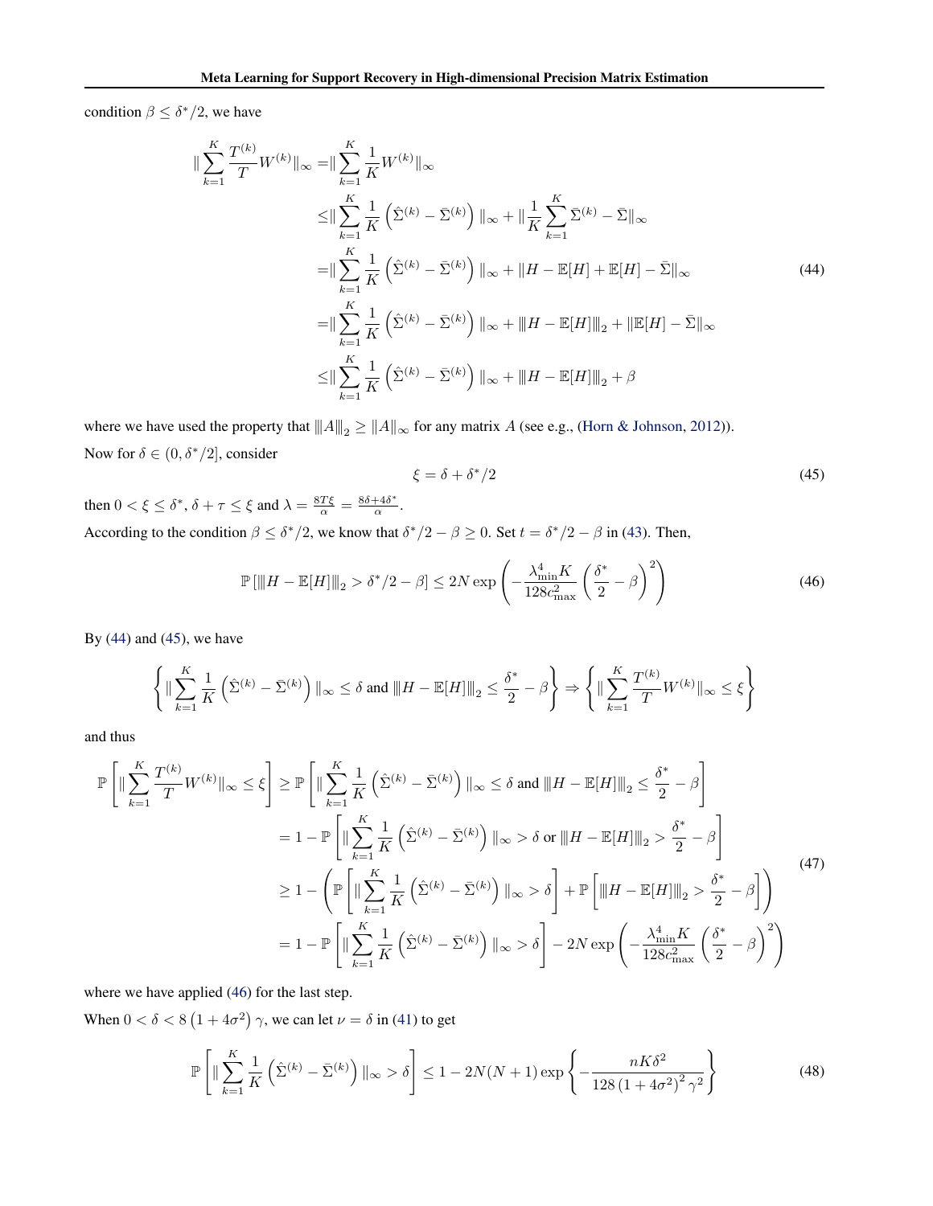condition $\beta \leq \delta^*/2$, we have

$$
\begin{aligned}
\| \sum_{k=1}^{K} \frac{T^{(k)}}{T} W^{(k)} \|_\infty =& \| \sum_{k=1}^{K} \frac{1}{K} W^{(k)} \|_\infty \\
\leq & \| \sum_{k=1}^{K} \frac{1}{K} \left( \hat{\Sigma}^{(k)} - \bar{\Sigma}^{(k)} \right) \|_\infty + \| \frac{1}{K} \sum_{k=1}^{K} \bar{\Sigma}^{(k)} - \bar{\Sigma} \|_\infty \\
=& \| \sum_{k=1}^{K} \frac{1}{K} \left( \hat{\Sigma}^{(k)} - \bar{\Sigma}^{(k)} \right) \|_\infty + \| H - \mathbb{E}[H] + \mathbb{E}[H] - \bar{\Sigma} \|_\infty \\
=& \| \sum_{k=1}^{K} \frac{1}{K} \left( \hat{\Sigma}^{(k)} - \bar{\Sigma}^{(k)} \right) \|_\infty + \| H - \mathbb{E}[H] \|_2 + \| \mathbb{E}[H] - \bar{\Sigma} \|_\infty \\
\leq & \| \sum_{k=1}^{K} \frac{1}{K} \left( \hat{\Sigma}^{(k)} - \bar{\Sigma}^{(k)} \right) \|_\infty + \| H - \mathbb{E}[H] \|_2 + \beta
\end{aligned}
\tag{44}
$$

where we have used the property that $\|A\|_2 \geq \|A\|_\infty$ for any matrix $A$ (see e.g., (Horn & Johnson, 2012)).

Now for $\delta \in (0, \delta^*/2]$, consider

$$
\xi = \delta + \delta^*/2 \tag{45}
$$

then $0 < \xi \leq \delta^*$, $\delta + \tau \leq \xi$ and $\lambda = \frac{8T\xi}{\alpha} = \frac{8\delta + 4\delta^*}{\alpha}$.

According to the condition $\beta \leq \delta^*/2$, we know that $\delta^*/2 - \beta \geq 0$. Set $t = \delta^*/2 - \beta$ in (43). Then,

$$
\mathbb{P}\left[ \| H - \mathbb{E}[H] \|_2 > \delta^*/2 - \beta \right] \leq 2N \exp\left( -\frac{\lambda_{\min}^4 K}{128 c_{\max}^2} \left( \frac{\delta^*}{2} - \beta \right)^2 \right) \tag{46}
$$

By (44) and (45), we have

$$
\left\{ \| \sum_{k=1}^{K} \frac{1}{K} \left( \hat{\Sigma}^{(k)} - \bar{\Sigma}^{(k)} \right) \|_\infty \leq \delta \text{ and } \| H - \mathbb{E}[H] \|_2 \leq \frac{\delta^*}{2} - \beta \right\} \Rightarrow \left\{ \| \sum_{k=1}^{K} \frac{T^{(k)}}{T} W^{(k)} \|_\infty \leq \xi \right\}
$$

and thus

$$
\begin{aligned}
\mathbb{P}\left[ \| \sum_{k=1}^{K} \frac{T^{(k)}}{T} W^{(k)} \|_\infty \leq \xi \right] \geq & \mathbb{P}\left[ \| \sum_{k=1}^{K} \frac{1}{K} \left( \hat{\Sigma}^{(k)} - \bar{\Sigma}^{(k)} \right) \|_\infty \leq \delta \text{ and } \| H - \mathbb{E}[H] \|_2 \leq \frac{\delta^*}{2} - \beta \right] \\
=& 1 - \mathbb{P}\left[ \| \sum_{k=1}^{K} \frac{1}{K} \left( \hat{\Sigma}^{(k)} - \bar{\Sigma}^{(k)} \right) \|_\infty > \delta \text{ or } \| H - \mathbb{E}[H] \|_2 > \frac{\delta^*}{2} - \beta \right] \\
\geq & 1 - \left( \mathbb{P}\left[ \| \sum_{k=1}^{K} \frac{1}{K} \left( \hat{\Sigma}^{(k)} - \bar{\Sigma}^{(k)} \right) \|_\infty > \delta \right] + \mathbb{P}\left[ \| H - \mathbb{E}[H] \|_2 > \frac{\delta^*}{2} - \beta \right] \right) \\
=& 1 - \mathbb{P}\left[ \| \sum_{k=1}^{K} \frac{1}{K} \left( \hat{\Sigma}^{(k)} - \bar{\Sigma}^{(k)} \right) \|_\infty > \delta \right] - 2N \exp\left( -\frac{\lambda_{\min}^4 K}{128 c_{\max}^2} \left( \frac{\delta^*}{2} - \beta \right)^2 \right)
\end{aligned}
\tag{47}
$$

where we have applied (46) for the last step.

When $0 < \delta < 8\left(1 + 4\sigma^2\right)\gamma$, we can let $\nu = \delta$ in (41) to get

$$
\mathbb{P}\left[ \| \sum_{k=1}^{K} \frac{1}{K} \left( \hat{\Sigma}^{(k)} - \bar{\Sigma}^{(k)} \right) \|_\infty > \delta \right] \leq 1 - 2N(N+1) \exp\left\{ -\frac{nK\delta^2}{128\left(1 + 4\sigma^2\right)^2 \gamma^2} \right\} \tag{48}
$$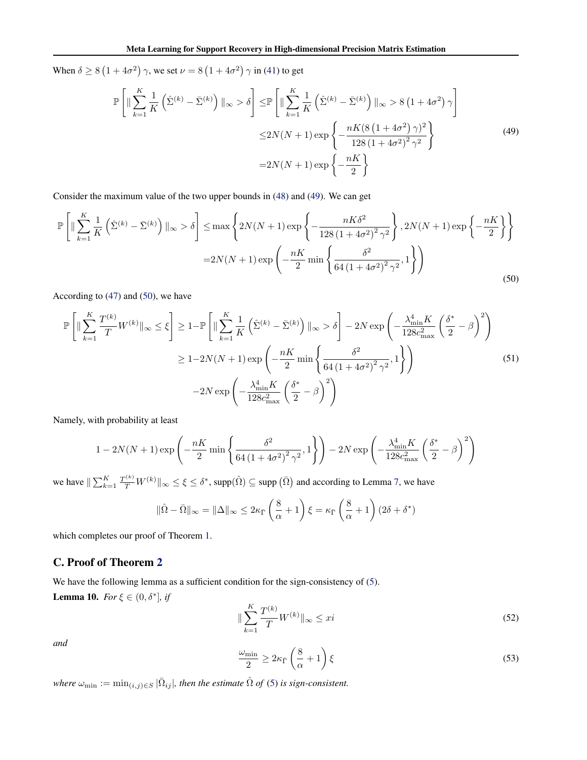When $\delta \geq 8\left(1+4\sigma^2\right)\gamma$, we set $\nu = 8\left(1+4\sigma^2\right)\gamma$ in (41) to get

$$
\begin{aligned}
\mathbb{P}\left[\|\sum_{k=1}^{K}\frac{1}{K}\left(\hat{\Sigma}^{(k)}-\bar{\Sigma}^{(k)}\right)\|_\infty > \delta\right] \leq & \mathbb{P}\left[\|\sum_{k=1}^{K}\frac{1}{K}\left(\hat{\Sigma}^{(k)}-\bar{\Sigma}^{(k)}\right)\|_\infty > 8\left(1+4\sigma^2\right)\gamma\right] \\
\leq & 2N(N+1)\exp\left\{-\frac{nK(8\left(1+4\sigma^2\right)\gamma)^2}{128\left(1+4\sigma^2\right)^2\gamma^2}\right\} \\
= & 2N(N+1)\exp\left\{-\frac{nK}{2}\right\}
\end{aligned}
\tag{49}
$$

Consider the maximum value of the two upper bounds in (48) and (49). We can get

$$
\begin{aligned}
\mathbb{P}\left[\|\sum_{k=1}^{K}\frac{1}{K}\left(\hat{\Sigma}^{(k)}-\bar{\Sigma}^{(k)}\right)\|_\infty > \delta\right] \leq & \max\left\{2N(N+1)\exp\left\{-\frac{nK\delta^2}{128\left(1+4\sigma^2\right)^2\gamma^2}\right\}, 2N(N+1)\exp\left\{-\frac{nK}{2}\right\}\right\} \\
= & 2N(N+1)\exp\left(-\frac{nK}{2}\min\left\{\frac{\delta^2}{64\left(1+4\sigma^2\right)^2\gamma^2}, 1\right\}\right)
\end{aligned}
\tag{50}
$$

According to (47) and (50), we have

$$
\begin{aligned}
\mathbb{P}\left[\|\sum_{k=1}^{K}\frac{T^{(k)}}{T}W^{(k)}\|_\infty \leq \xi\right] \geq & 1-\mathbb{P}\left[\|\sum_{k=1}^{K}\frac{1}{K}\left(\hat{\Sigma}^{(k)}-\bar{\Sigma}^{(k)}\right)\|_\infty > \delta\right] - 2N\exp\left(-\frac{\lambda_{\min}^4 K}{128c_{\max}^2}\left(\frac{\delta^*}{2}-\beta\right)^2\right) \\
\geq & 1-2N(N+1)\exp\left(-\frac{nK}{2}\min\left\{\frac{\delta^2}{64\left(1+4\sigma^2\right)^2\gamma^2}, 1\right\}\right) \\
& -2N\exp\left(-\frac{\lambda_{\min}^4 K}{128c_{\max}^2}\left(\frac{\delta^*}{2}-\beta\right)^2\right)
\end{aligned}
\tag{51}
$$

Namely, with probability at least

$$
1-2N(N+1)\exp\left(-\frac{nK}{2}\min\left\{\frac{\delta^2}{64\left(1+4\sigma^2\right)^2\gamma^2}, 1\right\}\right) - 2N\exp\left(-\frac{\lambda_{\min}^4 K}{128c_{\max}^2}\left(\frac{\delta^*}{2}-\beta\right)^2\right)
$$

we have $\|\sum_{k=1}^{K}\frac{T^{(k)}}{T}W^{(k)}\|_\infty \leq \xi \leq \delta^*$, $\text{supp}(\hat{\Omega}) \subseteq \text{supp}\left(\bar{\Omega}\right)$ and according to Lemma 7, we have

$$
\|\hat{\Omega}-\bar{\Omega}\|_\infty = \|\Delta\|_\infty \leq 2\kappa_{\bar{\Gamma}}\left(\frac{8}{\alpha}+1\right)\xi = \kappa_{\bar{\Gamma}}\left(\frac{8}{\alpha}+1\right)(2\delta+\delta^*)
$$

which completes our proof of Theorem 1.

## C. Proof of Theorem 2

We have the following lemma as a sufficient condition for the sign-consistency of (5).

**Lemma 10.** *For $\xi \in (0, \delta^*]$, if*

$$
\|\sum_{k=1}^{K}\frac{T^{(k)}}{T}W^{(k)}\|_\infty \leq xi
\tag{52}
$$

*and*

$$
\frac{\omega_{\min}}{2} \geq 2\kappa_{\bar{\Gamma}}\left(\frac{8}{\alpha}+1\right)\xi
\tag{53}
$$

*where $\omega_{\min} := \min_{(i,j)\in S}|\bar{\Omega}_{ij}|$, then the estimate $\hat{\Omega}$ of (5) is sign-consistent.*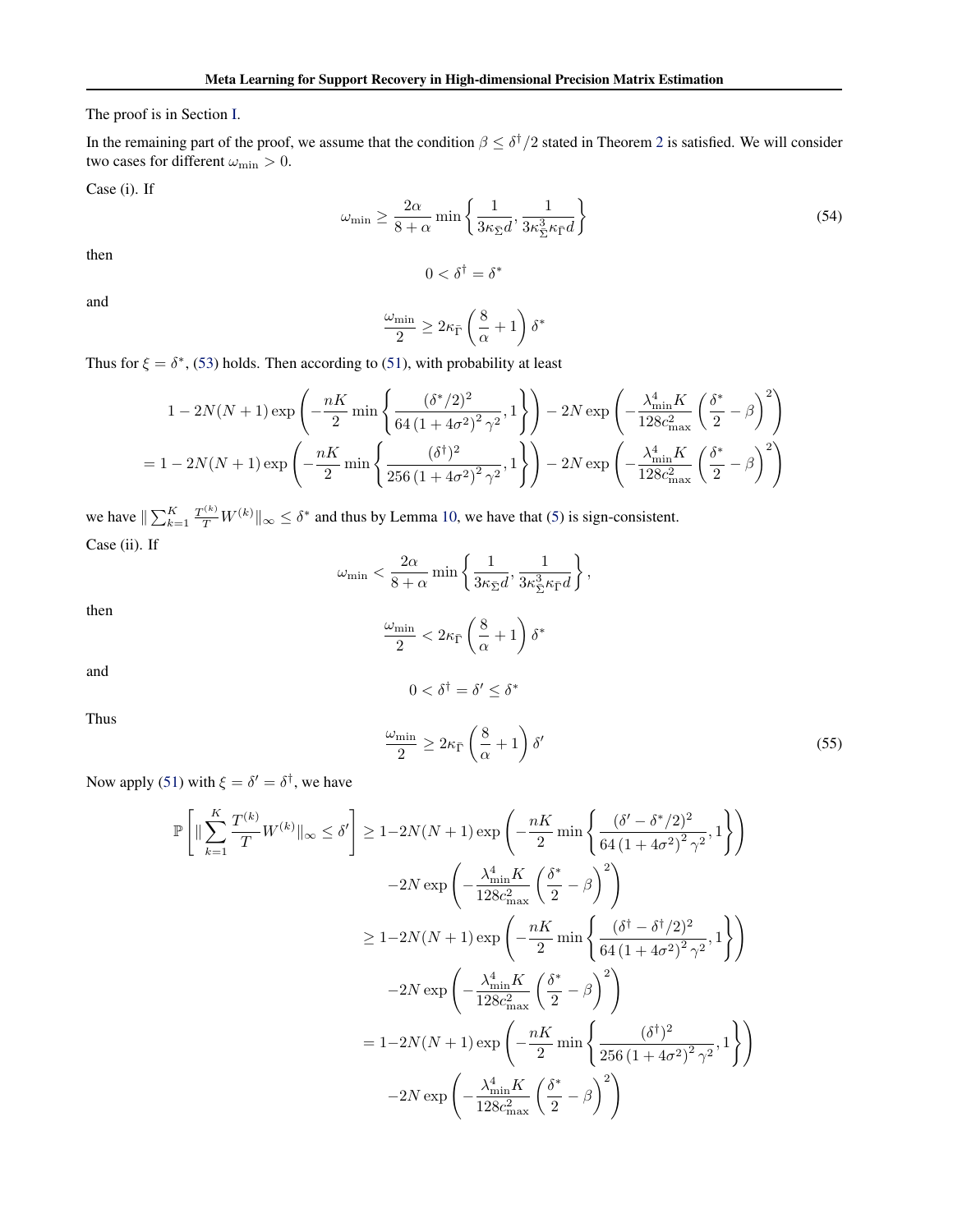The proof is in Section I.

In the remaining part of the proof, we assume that the condition $\beta \leq \delta^\dagger/2$ stated in Theorem 2 is satisfied. We will consider two cases for different $\omega_{\min} > 0$.

Case (i). If

$$\omega_{\min} \geq \frac{2\alpha}{8+\alpha} \min\left\{\frac{1}{3\kappa_{\bar{\Sigma}} d}, \frac{1}{3\kappa_{\bar{\Sigma}}^3 \kappa_{\bar{\Gamma}} d}\right\} \tag{54}$$

then

$$0 < \delta^\dagger = \delta^*$$

and

$$\frac{\omega_{\min}}{2} \geq 2\kappa_{\bar{\Gamma}} \left(\frac{8}{\alpha} + 1\right) \delta^*$$

Thus for $\xi = \delta^*$, (53) holds. Then according to (51), with probability at least

$$\begin{aligned}
&1 - 2N(N+1)\exp\left(-\frac{nK}{2}\min\left\{\frac{(\delta^*/2)^2}{64\left(1+4\sigma^2\right)^2\gamma^2}, 1\right\}\right) - 2N\exp\left(-\frac{\lambda_{\min}^4 K}{128 c_{\max}^2}\left(\frac{\delta^*}{2} - \beta\right)^2\right) \\
&= 1 - 2N(N+1)\exp\left(-\frac{nK}{2}\min\left\{\frac{(\delta^\dagger)^2}{256\left(1+4\sigma^2\right)^2\gamma^2}, 1\right\}\right) - 2N\exp\left(-\frac{\lambda_{\min}^4 K}{128 c_{\max}^2}\left(\frac{\delta^*}{2} - \beta\right)^2\right)
\end{aligned}$$

we have $\| \sum_{k=1}^K \frac{T^{(k)}}{T} W^{(k)} \|_\infty \leq \delta^*$ and thus by Lemma 10, we have that (5) is sign-consistent.

Case (ii). If

$$\omega_{\min} < \frac{2\alpha}{8+\alpha} \min\left\{\frac{1}{3\kappa_{\bar{\Sigma}} d}, \frac{1}{3\kappa_{\bar{\Sigma}}^3 \kappa_{\bar{\Gamma}} d}\right\},$$

then

$$\frac{\omega_{\min}}{2} < 2\kappa_{\bar{\Gamma}} \left(\frac{8}{\alpha} + 1\right) \delta^*$$

and

$$0 < \delta^\dagger = \delta' \leq \delta^*$$

Thus

$$\frac{\omega_{\min}}{2} \geq 2\kappa_{\bar{\Gamma}} \left(\frac{8}{\alpha} + 1\right) \delta' \tag{55}$$

Now apply (51) with $\xi = \delta' = \delta^\dagger$, we have

$$\begin{aligned}
\mathbb{P}\left[\| \sum_{k=1}^K \frac{T^{(k)}}{T} W^{(k)} \|_\infty \leq \delta'\right] &\geq 1 - 2N(N+1)\exp\left(-\frac{nK}{2}\min\left\{\frac{(\delta' - \delta^*/2)^2}{64\left(1+4\sigma^2\right)^2\gamma^2}, 1\right\}\right) \\
&\quad - 2N\exp\left(-\frac{\lambda_{\min}^4 K}{128 c_{\max}^2}\left(\frac{\delta^*}{2} - \beta\right)^2\right) \\
&\geq 1 - 2N(N+1)\exp\left(-\frac{nK}{2}\min\left\{\frac{(\delta^\dagger - \delta^\dagger/2)^2}{64\left(1+4\sigma^2\right)^2\gamma^2}, 1\right\}\right) \\
&\quad - 2N\exp\left(-\frac{\lambda_{\min}^4 K}{128 c_{\max}^2}\left(\frac{\delta^*}{2} - \beta\right)^2\right) \\
&= 1 - 2N(N+1)\exp\left(-\frac{nK}{2}\min\left\{\frac{(\delta^\dagger)^2}{256\left(1+4\sigma^2\right)^2\gamma^2}, 1\right\}\right) \\
&\quad - 2N\exp\left(-\frac{\lambda_{\min}^4 K}{128 c_{\max}^2}\left(\frac{\delta^*}{2} - \beta\right)^2\right)
\end{aligned}$$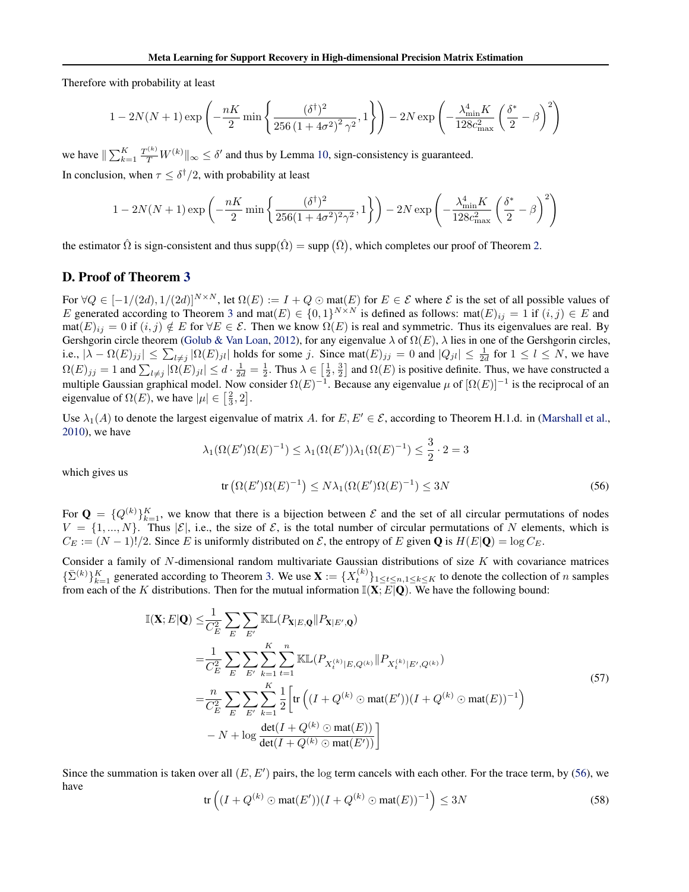Therefore with probability at least

$$1 - 2N(N+1)\exp\left(-\frac{nK}{2}\min\left\{\frac{(\delta^\dagger)^2}{256\left(1+4\sigma^2\right)^2\gamma^2}, 1\right\}\right) - 2N\exp\left(-\frac{\lambda_{\min}^4 K}{128 c_{\max}^2}\left(\frac{\delta^*}{2} - \beta\right)^2\right)$$

we have $\|\sum_{k=1}^K \frac{T^{(k)}}{T} W^{(k)}\|_\infty \le \delta'$ and thus by Lemma 10, sign-consistency is guaranteed.

In conclusion, when $\tau \le \delta^\dagger/2$, with probability at least

$$1 - 2N(N+1)\exp\left(-\frac{nK}{2}\min\left\{\frac{(\delta^\dagger)^2}{256(1+4\sigma^2)^2\gamma^2}, 1\right\}\right) - 2N\exp\left(-\frac{\lambda_{\min}^4 K}{128 c_{\max}^2}\left(\frac{\delta^*}{2} - \beta\right)^2\right)$$

the estimator $\hat{\Omega}$ is sign-consistent and thus $\operatorname{supp}(\hat{\Omega}) = \operatorname{supp}(\bar{\Omega})$, which completes our proof of Theorem 2.

## D. Proof of Theorem 3

For $\forall Q \in [-1/(2d), 1/(2d)]^{N\times N}$, let $\Omega(E) := I + Q \odot \operatorname{mat}(E)$ for $E \in \mathcal{E}$ where $\mathcal{E}$ is the set of all possible values of $E$ generated according to Theorem 3 and $\operatorname{mat}(E) \in \{0,1\}^{N\times N}$ is defined as follows: $\operatorname{mat}(E)_{ij} = 1$ if $(i,j) \in E$ and $\operatorname{mat}(E)_{ij} = 0$ if $(i,j) \notin E$ for $\forall E \in \mathcal{E}$. Then we know $\Omega(E)$ is real and symmetric. Thus its eigenvalues are real. By Gershgorin circle theorem (Golub & Van Loan, 2012), for any eigenvalue $\lambda$ of $\Omega(E)$, $\lambda$ lies in one of the Gershgorin circles, i.e., $|\lambda - \Omega(E)_{jj}| \le \sum_{l\neq j} |\Omega(E)_{jl}|$ holds for some $j$. Since $\operatorname{mat}(E)_{jj} = 0$ and $|Q_{jl}| \le \frac{1}{2d}$ for $1 \le l \le N$, we have $\Omega(E)_{jj} = 1$ and $\sum_{l\neq j} |\Omega(E)_{jl}| \le d \cdot \frac{1}{2d} = \frac{1}{2}$. Thus $\lambda \in \left[\frac{1}{2}, \frac{3}{2}\right]$ and $\Omega(E)$ is positive definite. Thus, we have constructed a multiple Gaussian graphical model. Now consider $\Omega(E)^{-1}$. Because any eigenvalue $\mu$ of $[\Omega(E)]^{-1}$ is the reciprocal of an eigenvalue of $\Omega(E)$, we have $|\mu| \in \left[\frac{2}{3}, 2\right]$.

Use $\lambda_1(A)$ to denote the largest eigenvalue of matrix $A$. for $E, E' \in \mathcal{E}$, according to Theorem H.1.d. in (Marshall et al., 2010), we have

$$\lambda_1(\Omega(E')\Omega(E)^{-1}) \le \lambda_1(\Omega(E'))\lambda_1(\Omega(E)^{-1}) \le \frac{3}{2}\cdot 2 = 3$$

which gives us

$$\operatorname{tr}\left(\Omega(E')\Omega(E)^{-1}\right) \le N\lambda_1(\Omega(E')\Omega(E)^{-1}) \le 3N \tag{56}$$

For $\mathbf{Q} = \{Q^{(k)}\}_{k=1}^K$, we know that there is a bijection between $\mathcal{E}$ and the set of all circular permutations of nodes $V = \{1, ..., N\}$. Thus $|\mathcal{E}|$, i.e., the size of $\mathcal{E}$, is the total number of circular permutations of $N$ elements, which is $C_E := (N-1)!/2$. Since $E$ is uniformly distributed on $\mathcal{E}$, the entropy of $E$ given $\mathbf{Q}$ is $H(E|\mathbf{Q}) = \log C_E$.

Consider a family of $N$-dimensional random multivariate Gaussian distributions of size $K$ with covariance matrices $\{\bar{\Sigma}^{(k)}\}_{k=1}^K$ generated according to Theorem 3. We use $\mathbf{X} := \{X_t^{(k)}\}_{1\le t\le n, 1\le k\le K}$ to denote the collection of $n$ samples from each of the $K$ distributions. Then for the mutual information $\mathbb{I}(\mathbf{X}; E|\mathbf{Q})$. We have the following bound:

$$\begin{aligned}
\mathbb{I}(\mathbf{X}; E|\mathbf{Q}) \le& \frac{1}{C_E^2}\sum_E\sum_{E'} \mathbb{KL}(P_{\mathbf{X}|E,\mathbf{Q}} \| P_{\mathbf{X}|E',\mathbf{Q}}) \\
=& \frac{1}{C_E^2}\sum_E\sum_{E'}\sum_{k=1}^K\sum_{t=1}^n \mathbb{KL}(P_{X_t^{(k)}|E,Q^{(k)}} \| P_{X_t^{(k)}|E',Q^{(k)}}) \\
=& \frac{n}{C_E^2}\sum_E\sum_{E'}\sum_{k=1}^K \frac{1}{2}\Bigg[\operatorname{tr}\left((I + Q^{(k)}\odot\operatorname{mat}(E'))(I + Q^{(k)}\odot\operatorname{mat}(E))^{-1}\right) \\
& - N + \log\frac{\det(I + Q^{(k)}\odot\operatorname{mat}(E))}{\det(I + Q^{(k)}\odot\operatorname{mat}(E'))}\Bigg]
\end{aligned} \tag{57}$$

Since the summation is taken over all $(E, E')$ pairs, the log term cancels with each other. For the trace term, by (56), we have

$$\operatorname{tr}\left((I + Q^{(k)}\odot\operatorname{mat}(E'))(I + Q^{(k)}\odot\operatorname{mat}(E))^{-1}\right) \le 3N \tag{58}$$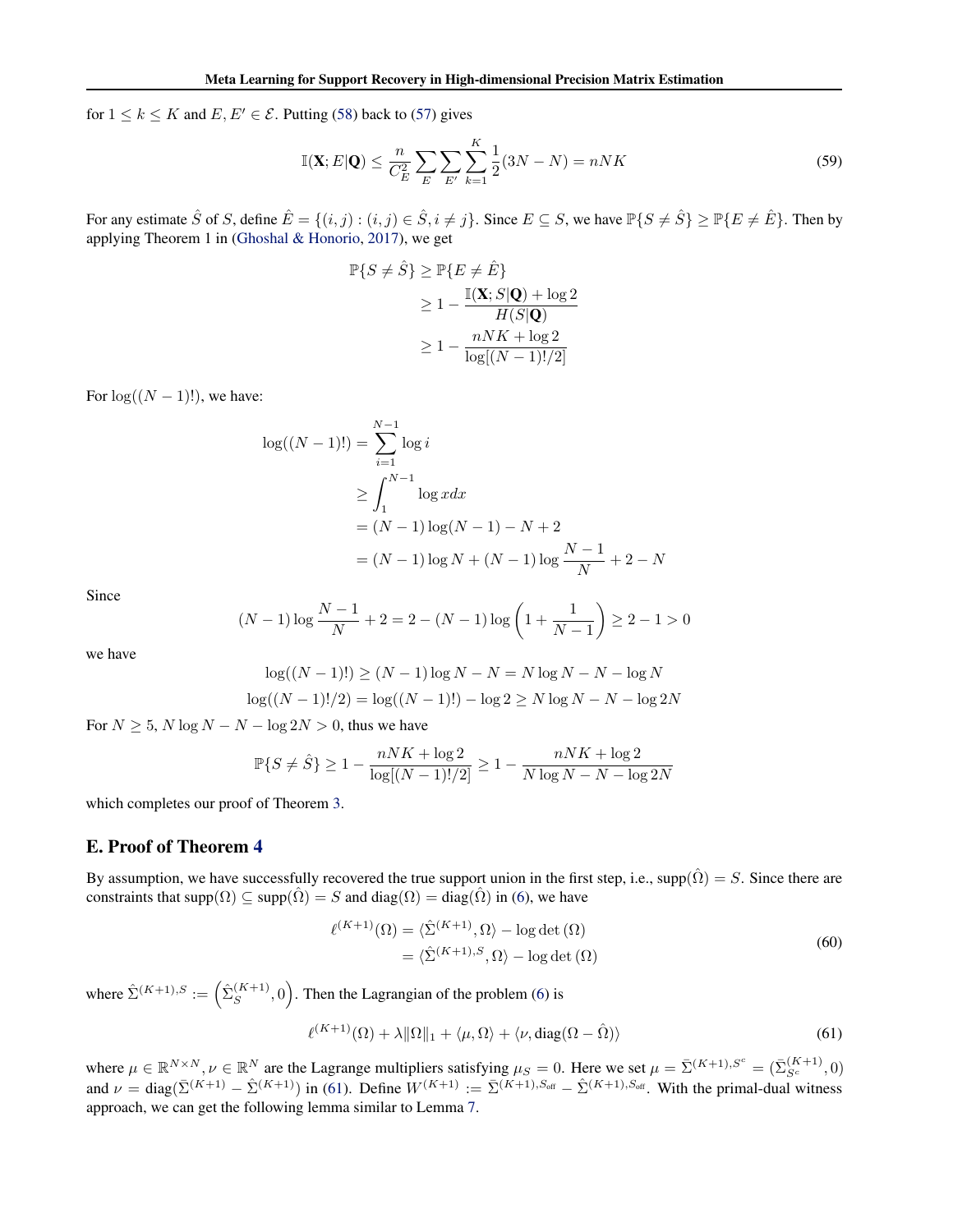for $1 \leq k \leq K$ and $E, E' \in \mathcal{E}$. Putting (58) back to (57) gives

$$\mathbb{I}(\mathbf{X}; E|\mathbf{Q}) \leq \frac{n}{C_E^2} \sum_E \sum_{E'} \sum_{k=1}^{K} \frac{1}{2}(3N - N) = nNK \tag{59}$$

For any estimate $\hat{S}$ of $S$, define $\hat{E} = \{(i,j) : (i,j) \in \hat{S}, i \neq j\}$. Since $E \subseteq S$, we have $\mathbb{P}\{S \neq \hat{S}\} \geq \mathbb{P}\{E \neq \hat{E}\}$. Then by applying Theorem 1 in (Ghoshal & Honorio, 2017), we get

$$\begin{aligned}
\mathbb{P}\{S \neq \hat{S}\} &\geq \mathbb{P}\{E \neq \hat{E}\} \\
&\geq 1 - \frac{\mathbb{I}(\mathbf{X}; S|\mathbf{Q}) + \log 2}{H(S|\mathbf{Q})} \\
&\geq 1 - \frac{nNK + \log 2}{\log[(N-1)!/2]}
\end{aligned}$$

For $\log((N-1)!)$, we have:

$$\begin{aligned}
\log((N-1)!) &= \sum_{i=1}^{N-1} \log i \\
&\geq \int_1^{N-1} \log x dx \\
&= (N-1)\log(N-1) - N + 2 \\
&= (N-1)\log N + (N-1)\log\frac{N-1}{N} + 2 - N
\end{aligned}$$

Since

$$(N-1)\log\frac{N-1}{N} + 2 = 2 - (N-1)\log\left(1 + \frac{1}{N-1}\right) \geq 2 - 1 > 0$$

we have

$$\log((N-1)!) \geq (N-1)\log N - N = N\log N - N - \log N$$

$$\log((N-1)!/2) = \log((N-1)!) - \log 2 \geq N\log N - N - \log 2N$$

For $N \geq 5$, $N\log N - N - \log 2N > 0$, thus we have

$$\mathbb{P}\{S \neq \hat{S}\} \geq 1 - \frac{nNK + \log 2}{\log[(N-1)!/2]} \geq 1 - \frac{nNK + \log 2}{N\log N - N - \log 2N}$$

which completes our proof of Theorem 3.

## E. Proof of Theorem 4

By assumption, we have successfully recovered the true support union in the first step, i.e., $\text{supp}(\hat{\Omega}) = S$. Since there are constraints that $\text{supp}(\Omega) \subseteq \text{supp}(\hat{\Omega}) = S$ and $\text{diag}(\Omega) = \text{diag}(\hat{\Omega})$ in (6), we have

$$\begin{aligned}
\ell^{(K+1)}(\Omega) &= \langle \hat{\Sigma}^{(K+1)}, \Omega \rangle - \log\det(\Omega) \\
&= \langle \hat{\Sigma}^{(K+1),S}, \Omega \rangle - \log\det(\Omega)
\end{aligned} \tag{60}$$

where $\hat{\Sigma}^{(K+1),S} := \left(\hat{\Sigma}_S^{(K+1)}, 0\right)$. Then the Lagrangian of the problem (6) is

$$\ell^{(K+1)}(\Omega) + \lambda\|\Omega\|_1 + \langle \mu, \Omega \rangle + \langle \nu, \text{diag}(\Omega - \hat{\Omega}) \rangle \tag{61}$$

where $\mu \in \mathbb{R}^{N \times N}, \nu \in \mathbb{R}^N$ are the Lagrange multipliers satisfying $\mu_S = 0$. Here we set $\mu = \bar{\Sigma}^{(K+1),S^c} = (\bar{\Sigma}_{S^c}^{(K+1)}, 0)$ and $\nu = \text{diag}(\bar{\Sigma}^{(K+1)} - \hat{\Sigma}^{(K+1)})$ in (61). Define $W^{(K+1)} := \bar{\Sigma}^{(K+1),S_{\text{off}}} - \hat{\Sigma}^{(K+1),S_{\text{off}}}$. With the primal-dual witness approach, we can get the following lemma similar to Lemma 7.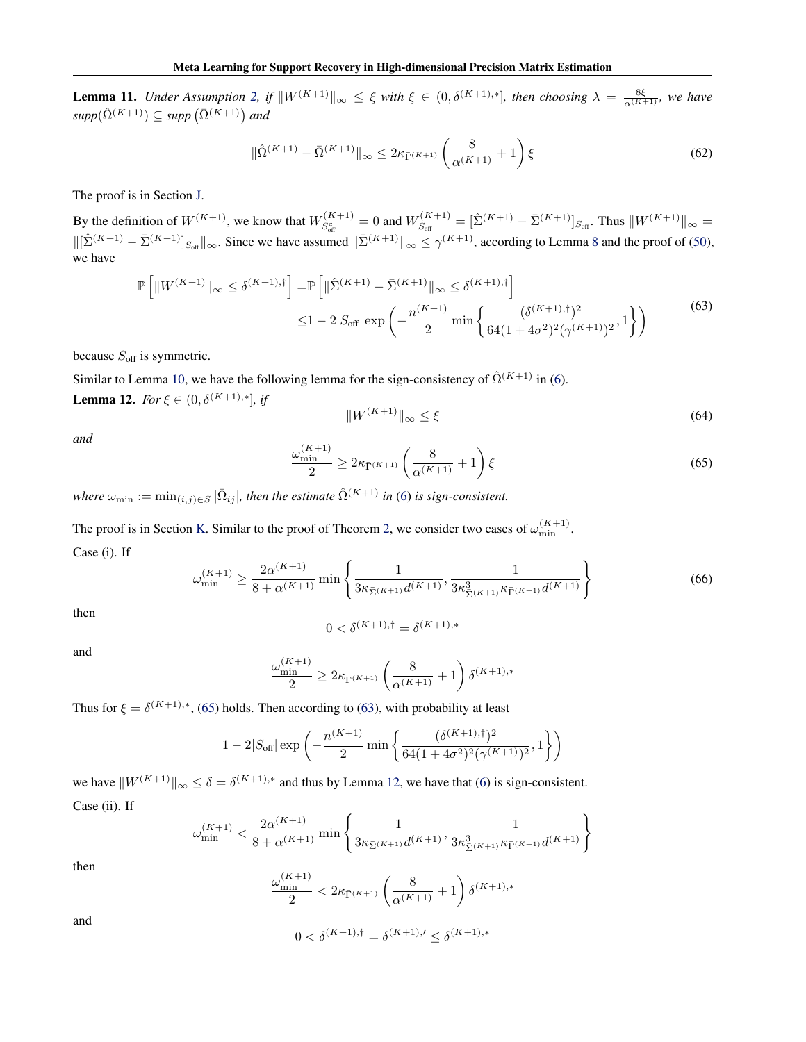**Lemma 11.** *Under Assumption 2, if $\|W^{(K+1)}\|_\infty \le \xi$ with $\xi \in (0, \delta^{(K+1),*}]$, then choosing $\lambda = \frac{8\xi}{\alpha^{(K+1)}}$, we have $supp(\hat{\Omega}^{(K+1)}) \subseteq supp\left(\bar{\Omega}^{(K+1)}\right)$ and*

$$\|\hat{\Omega}^{(K+1)} - \bar{\Omega}^{(K+1)}\|_\infty \le 2\kappa_{\bar{\Gamma}^{(K+1)}} \left(\frac{8}{\alpha^{(K+1)}} + 1\right) \xi \tag{62}$$

The proof is in Section J.

By the definition of $W^{(K+1)}$, we know that $W^{(K+1)}_{S^c_{\text{off}}} = 0$ and $W^{(K+1)}_{S_{\text{off}}} = [\hat{\Sigma}^{(K+1)} - \bar{\Sigma}^{(K+1)}]_{S_{\text{off}}}$. Thus $\|W^{(K+1)}\|_\infty = \|[\hat{\Sigma}^{(K+1)} - \bar{\Sigma}^{(K+1)}]_{S_{\text{off}}}\|_\infty$. Since we have assumed $\|\bar{\Sigma}^{(K+1)}\|_\infty \le \gamma^{(K+1)}$, according to Lemma 8 and the proof of (50), we have

$$\begin{aligned}
\mathbb{P}\left[\|W^{(K+1)}\|_\infty \le \delta^{(K+1),\dagger}\right] =& \mathbb{P}\left[\|\hat{\Sigma}^{(K+1)} - \bar{\Sigma}^{(K+1)}\|_\infty \le \delta^{(K+1),\dagger}\right] \\
\le& 1 - 2|S_{\text{off}}| \exp\left(-\frac{n^{(K+1)}}{2} \min\left\{\frac{(\delta^{(K+1),\dagger})^2}{64(1+4\sigma^2)^2(\gamma^{(K+1)})^2}, 1\right\}\right)
\end{aligned} \tag{63}$$

because $S_{\text{off}}$ is symmetric.

Similar to Lemma 10, we have the following lemma for the sign-consistency of $\hat{\Omega}^{(K+1)}$ in (6).

**Lemma 12.** *For $\xi \in (0, \delta^{(K+1),*}]$, if*

$$\|W^{(K+1)}\|_\infty \le \xi \tag{64}$$

*and*

$$\frac{\omega^{(K+1)}_{\min}}{2} \ge 2\kappa_{\bar{\Gamma}^{(K+1)}} \left(\frac{8}{\alpha^{(K+1)}} + 1\right) \xi \tag{65}$$

*where $\omega_{\min} := \min_{(i,j)\in S} |\bar{\Omega}_{ij}|$, then the estimate $\hat{\Omega}^{(K+1)}$ in (6) is sign-consistent.*

The proof is in Section K. Similar to the proof of Theorem 2, we consider two cases of $\omega^{(K+1)}_{\min}$.

Case (i). If

$$\omega^{(K+1)}_{\min} \ge \frac{2\alpha^{(K+1)}}{8 + \alpha^{(K+1)}} \min\left\{\frac{1}{3\kappa_{\bar{\Sigma}^{(K+1)}} d^{(K+1)}}, \frac{1}{3\kappa^3_{\bar{\Sigma}^{(K+1)}} \kappa_{\bar{\Gamma}^{(K+1)}} d^{(K+1)}}\right\} \tag{66}$$

then

$$0 < \delta^{(K+1),\dagger} = \delta^{(K+1),*}$$

and

$$\frac{\omega^{(K+1)}_{\min}}{2} \ge 2\kappa_{\bar{\Gamma}^{(K+1)}} \left(\frac{8}{\alpha^{(K+1)}} + 1\right) \delta^{(K+1),*}$$

Thus for $\xi = \delta^{(K+1),*}$, (65) holds. Then according to (63), with probability at least

$$1 - 2|S_{\text{off}}| \exp\left(-\frac{n^{(K+1)}}{2} \min\left\{\frac{(\delta^{(K+1),\dagger})^2}{64(1+4\sigma^2)^2(\gamma^{(K+1)})^2}, 1\right\}\right)$$

we have $\|W^{(K+1)}\|_\infty \le \delta = \delta^{(K+1),*}$ and thus by Lemma 12, we have that (6) is sign-consistent.

Case (ii). If

$$\omega^{(K+1)}_{\min} < \frac{2\alpha^{(K+1)}}{8 + \alpha^{(K+1)}} \min\left\{\frac{1}{3\kappa_{\bar{\Sigma}^{(K+1)}} d^{(K+1)}}, \frac{1}{3\kappa^3_{\bar{\Sigma}^{(K+1)}} \kappa_{\bar{\Gamma}^{(K+1)}} d^{(K+1)}}\right\}$$

then

$$\frac{\omega^{(K+1)}_{\min}}{2} < 2\kappa_{\bar{\Gamma}^{(K+1)}} \left(\frac{8}{\alpha^{(K+1)}} + 1\right) \delta^{(K+1),*}$$

and

$$0 < \delta^{(K+1),\dagger} = \delta^{(K+1),\prime} \le \delta^{(K+1),*}$$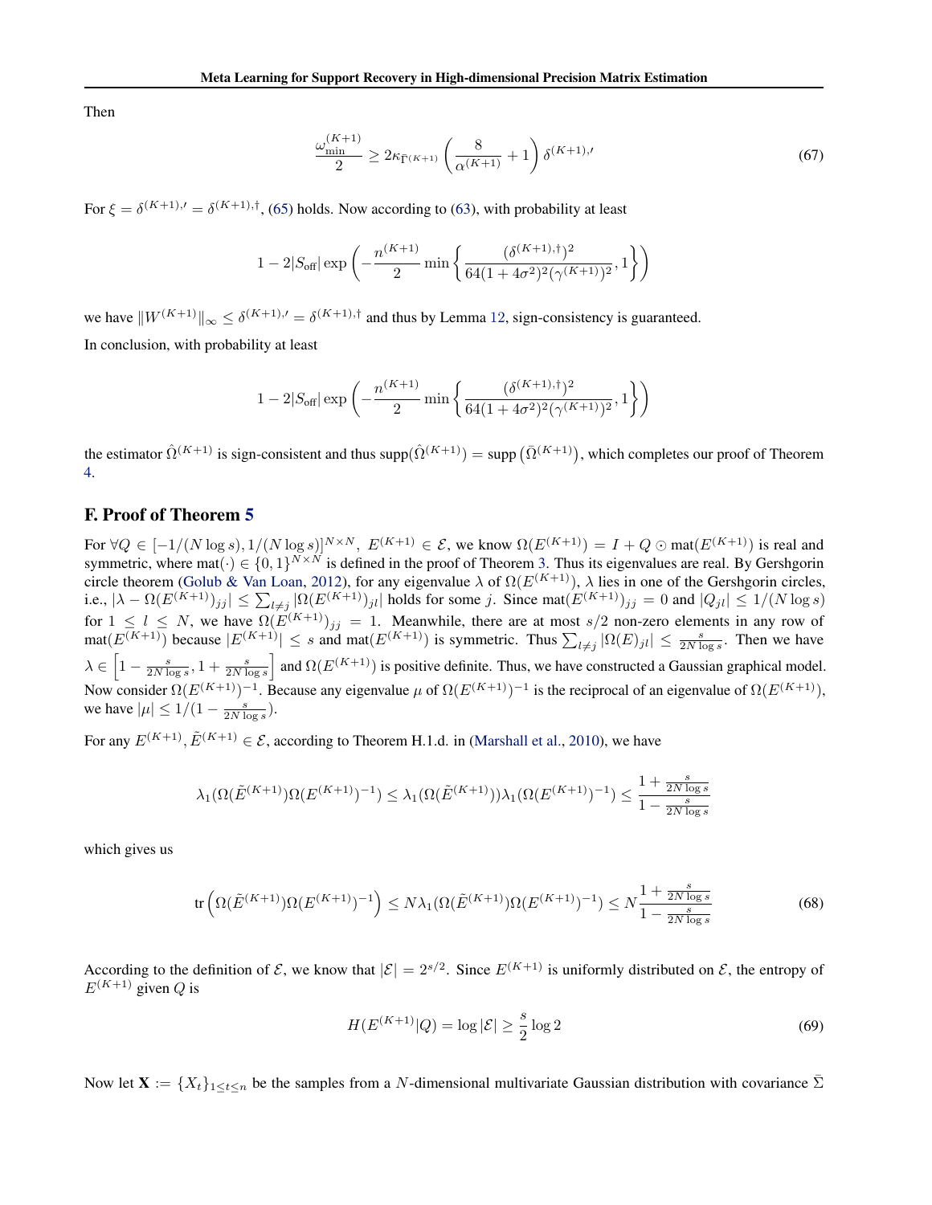Then

$$\frac{\omega_{\min}^{(K+1)}}{2} \geq 2\kappa_{\bar{\Gamma}^{(K+1)}} \left( \frac{8}{\alpha^{(K+1)}} + 1 \right) \delta^{(K+1),\prime} \tag{67}$$

For $\xi = \delta^{(K+1),\prime} = \delta^{(K+1),\dagger}$, (65) holds. Now according to (63), with probability at least

$$1 - 2|S_{\text{off}}| \exp\left( -\frac{n^{(K+1)}}{2} \min\left\{ \frac{(\delta^{(K+1),\dagger})^2}{64(1+4\sigma^2)^2(\gamma^{(K+1)})^2}, 1 \right\} \right)$$

we have $\|W^{(K+1)}\|_\infty \leq \delta^{(K+1),\prime} = \delta^{(K+1),\dagger}$ and thus by Lemma 12, sign-consistency is guaranteed.

In conclusion, with probability at least

$$1 - 2|S_{\text{off}}| \exp\left( -\frac{n^{(K+1)}}{2} \min\left\{ \frac{(\delta^{(K+1),\dagger})^2}{64(1+4\sigma^2)^2(\gamma^{(K+1)})^2}, 1 \right\} \right)$$

the estimator $\hat{\Omega}^{(K+1)}$ is sign-consistent and thus $\text{supp}(\hat{\Omega}^{(K+1)}) = \text{supp}\left(\bar{\Omega}^{(K+1)}\right)$, which completes our proof of Theorem 4.

## F. Proof of Theorem 5

For $\forall Q \in [-1/(N \log s), 1/(N \log s)]^{N \times N}$, $E^{(K+1)} \in \mathcal{E}$, we know $\Omega(E^{(K+1)}) = I + Q \odot \text{mat}(E^{(K+1)})$ is real and symmetric, where $\text{mat}(\cdot) \in \{0,1\}^{N \times N}$ is defined in the proof of Theorem 3. Thus its eigenvalues are real. By Gershgorin circle theorem (Golub & Van Loan, 2012), for any eigenvalue $\lambda$ of $\Omega(E^{(K+1)})$, $\lambda$ lies in one of the Gershgorin circles, i.e., $|\lambda - \Omega(E^{(K+1)})_{jj}| \leq \sum_{l \neq j} |\Omega(E^{(K+1)})_{jl}|$ holds for some $j$. Since $\text{mat}(E^{(K+1)})_{jj} = 0$ and $|Q_{jl}| \leq 1/(N \log s)$ for $1 \leq l \leq N$, we have $\Omega(E^{(K+1)})_{jj} = 1$. Meanwhile, there are at most $s/2$ non-zero elements in any row of $\text{mat}(E^{(K+1)})$ because $|E^{(K+1)}| \leq s$ and $\text{mat}(E^{(K+1)})$ is symmetric. Thus $\sum_{l \neq j} |\Omega(E)_{jl}| \leq \frac{s}{2N \log s}$. Then we have $\lambda \in \left[1 - \frac{s}{2N \log s}, 1 + \frac{s}{2N \log s}\right]$ and $\Omega(E^{(K+1)})$ is positive definite. Thus, we have constructed a Gaussian graphical model. Now consider $\Omega(E^{(K+1)})^{-1}$. Because any eigenvalue $\mu$ of $\Omega(E^{(K+1)})^{-1}$ is the reciprocal of an eigenvalue of $\Omega(E^{(K+1)})$, we have $|\mu| \leq 1/(1 - \frac{s}{2N \log s})$.

For any $E^{(K+1)}, \tilde{E}^{(K+1)} \in \mathcal{E}$, according to Theorem H.1.d. in (Marshall et al., 2010), we have

$$\lambda_1(\Omega(\tilde{E}^{(K+1)})\Omega(E^{(K+1)})^{-1}) \leq \lambda_1(\Omega(\tilde{E}^{(K+1)}))\lambda_1(\Omega(E^{(K+1)})^{-1}) \leq \frac{1 + \frac{s}{2N \log s}}{1 - \frac{s}{2N \log s}}$$

which gives us

$$\text{tr}\left(\Omega(\tilde{E}^{(K+1)})\Omega(E^{(K+1)})^{-1}\right) \leq N\lambda_1(\Omega(\tilde{E}^{(K+1)})\Omega(E^{(K+1)})^{-1}) \leq N\frac{1 + \frac{s}{2N \log s}}{1 - \frac{s}{2N \log s}} \tag{68}$$

According to the definition of $\mathcal{E}$, we know that $|\mathcal{E}| = 2^{s/2}$. Since $E^{(K+1)}$ is uniformly distributed on $\mathcal{E}$, the entropy of $E^{(K+1)}$ given $Q$ is

$$H(E^{(K+1)}|Q) = \log |\mathcal{E}| \geq \frac{s}{2} \log 2 \tag{69}$$

Now let $\mathbf{X} := \{X_t\}_{1 \leq t \leq n}$ be the samples from a $N$-dimensional multivariate Gaussian distribution with covariance $\bar{\Sigma}$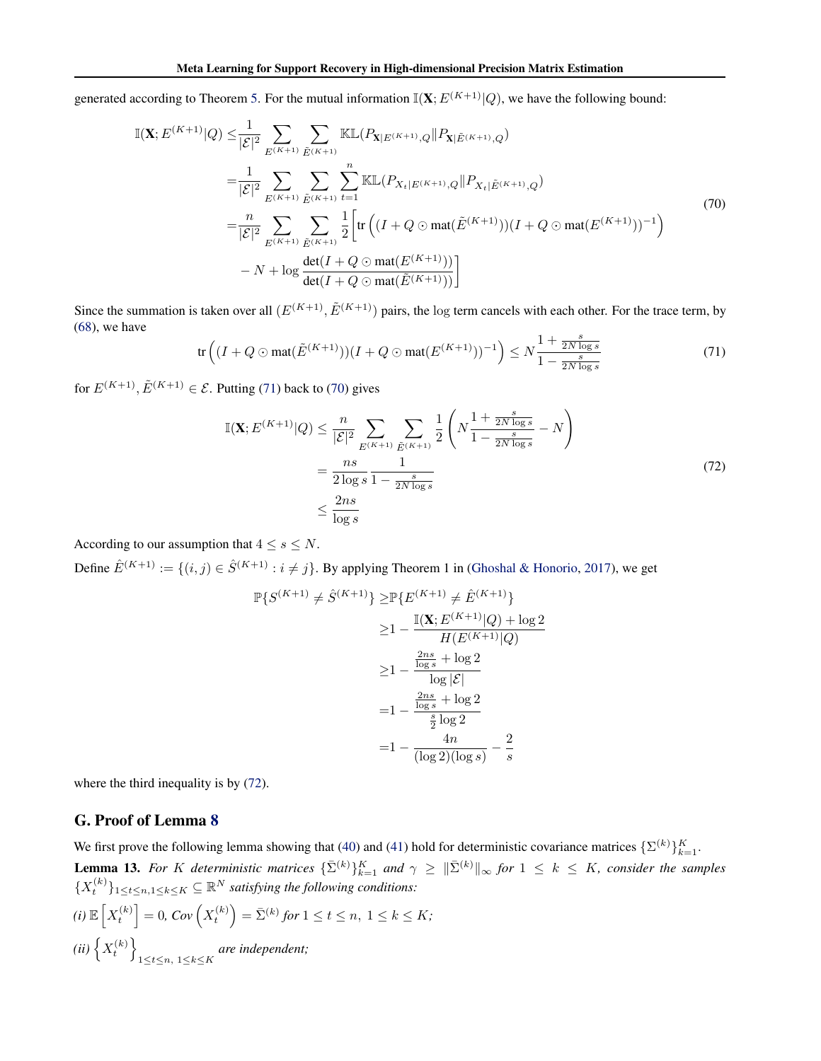generated according to Theorem 5. For the mutual information $\mathbb{I}(\mathbf{X}; E^{(K+1)}|Q)$, we have the following bound:

$$
\begin{aligned}
\mathbb{I}(\mathbf{X}; E^{(K+1)}|Q) \leq & \frac{1}{|\mathcal{E}|^2} \sum_{E^{(K+1)}} \sum_{\tilde{E}^{(K+1)}} \mathbb{KL}(P_{\mathbf{X}|E^{(K+1)},Q} \| P_{\mathbf{X}|\tilde{E}^{(K+1)},Q}) \\
= & \frac{1}{|\mathcal{E}|^2} \sum_{E^{(K+1)}} \sum_{\tilde{E}^{(K+1)}} \sum_{t=1}^{n} \mathbb{KL}(P_{X_t|E^{(K+1)},Q} \| P_{X_t|\tilde{E}^{(K+1)},Q}) \\
= & \frac{n}{|\mathcal{E}|^2} \sum_{E^{(K+1)}} \sum_{\tilde{E}^{(K+1)}} \frac{1}{2} \Bigg[ \operatorname{tr}\left( (I + Q \odot \operatorname{mat}(\tilde{E}^{(K+1)}))(I + Q \odot \operatorname{mat}(E^{(K+1)}))^{-1} \right) \\
& - N + \log \frac{\det(I + Q \odot \operatorname{mat}(E^{(K+1)}))}{\det(I + Q \odot \operatorname{mat}(\tilde{E}^{(K+1)}))} \Bigg]
\end{aligned}
\tag{70}
$$

Since the summation is taken over all $(E^{(K+1)}, \tilde{E}^{(K+1)})$ pairs, the log term cancels with each other. For the trace term, by (68), we have

$$
\operatorname{tr}\left( (I + Q \odot \operatorname{mat}(\tilde{E}^{(K+1)}))(I + Q \odot \operatorname{mat}(E^{(K+1)}))^{-1} \right) \leq N \frac{1 + \frac{s}{2N \log s}}{1 - \frac{s}{2N \log s}} \tag{71}
$$

for $E^{(K+1)}, \tilde{E}^{(K+1)} \in \mathcal{E}$. Putting (71) back to (70) gives

$$
\begin{aligned}
\mathbb{I}(\mathbf{X}; E^{(K+1)}|Q) \leq & \frac{n}{|\mathcal{E}|^2} \sum_{E^{(K+1)}} \sum_{\tilde{E}^{(K+1)}} \frac{1}{2} \left( N \frac{1 + \frac{s}{2N \log s}}{1 - \frac{s}{2N \log s}} - N \right) \\
= & \frac{ns}{2 \log s} \frac{1}{1 - \frac{s}{2N \log s}} \\
\leq & \frac{2ns}{\log s}
\end{aligned}
\tag{72}
$$

According to our assumption that $4 \leq s \leq N$.

Define $\hat{E}^{(K+1)} := \{(i,j) \in \hat{S}^{(K+1)} : i \neq j\}$. By applying Theorem 1 in (Ghoshal & Honorio, 2017), we get

$$
\begin{aligned}
\mathbb{P}\{S^{(K+1)} \neq \hat{S}^{(K+1)}\} \geq & \mathbb{P}\{E^{(K+1)} \neq \hat{E}^{(K+1)}\} \\
\geq & 1 - \frac{\mathbb{I}(\mathbf{X}; E^{(K+1)}|Q) + \log 2}{H(E^{(K+1)}|Q)} \\
\geq & 1 - \frac{\frac{2ns}{\log s} + \log 2}{\log |\mathcal{E}|} \\
= & 1 - \frac{\frac{2ns}{\log s} + \log 2}{\frac{s}{2} \log 2} \\
= & 1 - \frac{4n}{(\log 2)(\log s)} - \frac{2}{s}
\end{aligned}
$$

where the third inequality is by (72).

## G. Proof of Lemma 8

We first prove the following lemma showing that (40) and (41) hold for deterministic covariance matrices $\{\Sigma^{(k)}\}_{k=1}^K$.

**Lemma 13.** *For $K$ deterministic matrices $\{\bar{\Sigma}^{(k)}\}_{k=1}^K$ and $\gamma \geq \|\bar{\Sigma}^{(k)}\|_\infty$ for $1 \leq k \leq K$, consider the samples $\{X_t^{(k)}\}_{1 \leq t \leq n, 1 \leq k \leq K} \subseteq \mathbb{R}^N$ satisfying the following conditions:*

*(i)* $\mathbb{E}\left[X_t^{(k)}\right] = 0$, *Cov* $\left(X_t^{(k)}\right) = \bar{\Sigma}^{(k)}$ *for* $1 \leq t \leq n,\ 1 \leq k \leq K$;

*(ii)* $\left\{X_t^{(k)}\right\}_{1 \leq t \leq n,\ 1 \leq k \leq K}$ *are independent;*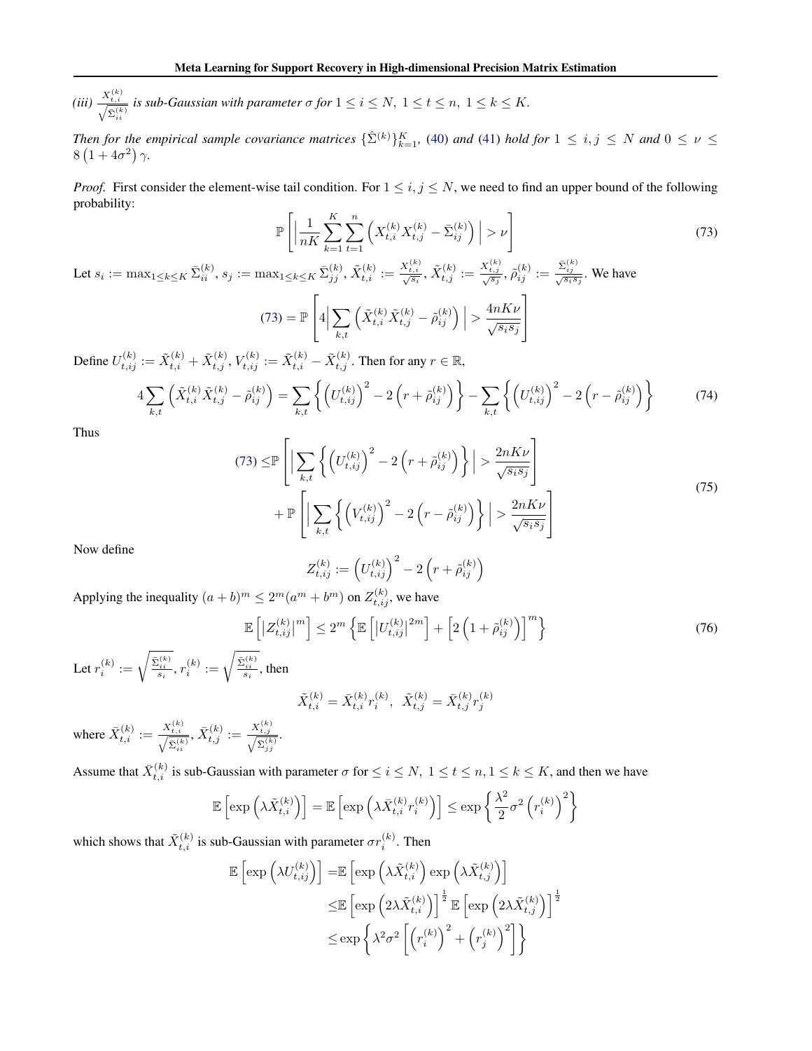*(iii)* $\frac{X_{t,i}^{(k)}}{\sqrt{\bar{\Sigma}_{ii}^{(k)}}}$ *is sub-Gaussian with parameter* $\sigma$ *for* $1 \leq i \leq N,\ 1 \leq t \leq n,\ 1 \leq k \leq K$.

*Then for the empirical sample covariance matrices* $\{\hat{\Sigma}^{(k)}\}_{k=1}^{K}$, *(40) and (41) hold for* $1 \leq i, j \leq N$ *and* $0 \leq \nu \leq 8\left(1+4\sigma^2\right)\gamma$.

*Proof.* First consider the element-wise tail condition. For $1 \leq i, j \leq N$, we need to find an upper bound of the following probability:

$$\mathbb{P}\left[\Big|\frac{1}{nK}\sum_{k=1}^{K}\sum_{t=1}^{n}\left(X_{t,i}^{(k)}X_{t,j}^{(k)} - \bar{\Sigma}_{ij}^{(k)}\right)\Big| > \nu\right] \tag{73}$$

Let $s_i := \max_{1\leq k\leq K}\bar{\Sigma}_{ii}^{(k)}$, $s_j := \max_{1\leq k\leq K}\bar{\Sigma}_{jj}^{(k)}$, $\tilde{X}_{t,i}^{(k)} := \frac{X_{t,i}^{(k)}}{\sqrt{s_i}}$, $\tilde{X}_{t,j}^{(k)} := \frac{X_{t,j}^{(k)}}{\sqrt{s_j}}$, $\tilde{\rho}_{ij}^{(k)} := \frac{\bar{\Sigma}_{ij}^{(k)}}{\sqrt{s_i s_j}}$. We have

$$(73) = \mathbb{P}\left[4\Big|\sum_{k,t}\left(\tilde{X}_{t,i}^{(k)}\tilde{X}_{t,j}^{(k)} - \tilde{\rho}_{ij}^{(k)}\right)\Big| > \frac{4nK\nu}{\sqrt{s_i s_j}}\right]$$

Define $U_{t,ij}^{(k)} := \tilde{X}_{t,i}^{(k)} + \tilde{X}_{t,j}^{(k)}$, $V_{t,ij}^{(k)} := \tilde{X}_{t,i}^{(k)} - \tilde{X}_{t,j}^{(k)}$. Then for any $r \in \mathbb{R}$,

$$4\sum_{k,t}\left(\tilde{X}_{t,i}^{(k)}\tilde{X}_{t,j}^{(k)} - \tilde{\rho}_{ij}^{(k)}\right) = \sum_{k,t}\left\{\left(U_{t,ij}^{(k)}\right)^2 - 2\left(r + \tilde{\rho}_{ij}^{(k)}\right)\right\} - \sum_{k,t}\left\{\left(U_{t,ij}^{(k)}\right)^2 - 2\left(r - \tilde{\rho}_{ij}^{(k)}\right)\right\} \tag{74}$$

Thus

$$\begin{aligned}(73) \leq &\mathbb{P}\left[\Big|\sum_{k,t}\left\{\left(U_{t,ij}^{(k)}\right)^2 - 2\left(r + \tilde{\rho}_{ij}^{(k)}\right)\right\}\Big| > \frac{2nK\nu}{\sqrt{s_i s_j}}\right] \\ &+ \mathbb{P}\left[\Big|\sum_{k,t}\left\{\left(V_{t,ij}^{(k)}\right)^2 - 2\left(r - \tilde{\rho}_{ij}^{(k)}\right)\right\}\Big| > \frac{2nK\nu}{\sqrt{s_i s_j}}\right]\end{aligned} \tag{75}$$

Now define

$$Z_{t,ij}^{(k)} := \left(U_{t,ij}^{(k)}\right)^2 - 2\left(r + \tilde{\rho}_{ij}^{(k)}\right)$$

Applying the inequality $(a+b)^m \leq 2^m(a^m + b^m)$ on $Z_{t,ij}^{(k)}$, we have

$$\mathbb{E}\left[\big|Z_{t,ij}^{(k)}\big|^m\right] \leq 2^m\left\{\mathbb{E}\left[\big|U_{t,ij}^{(k)}\big|^{2m}\right] + \left[2\left(1 + \tilde{\rho}_{ij}^{(k)}\right)\right]^m\right\} \tag{76}$$

Let $r_i^{(k)} := \sqrt{\frac{\bar{\Sigma}_{ii}^{(k)}}{s_i}}$, $r_i^{(k)} := \sqrt{\frac{\bar{\Sigma}_{ii}^{(k)}}{s_i}}$, then

$$\tilde{X}_{t,i}^{(k)} = \bar{X}_{t,i}^{(k)}r_i^{(k)},\ \ \tilde{X}_{t,j}^{(k)} = \bar{X}_{t,j}^{(k)}r_j^{(k)}$$

where $\bar{X}_{t,i}^{(k)} := \frac{X_{t,i}^{(k)}}{\sqrt{\bar{\Sigma}_{ii}^{(k)}}}$, $\bar{X}_{t,j}^{(k)} := \frac{X_{t,j}^{(k)}}{\sqrt{\bar{\Sigma}_{jj}^{(k)}}}$.

Assume that $\bar{X}_{t,i}^{(k)}$ is sub-Gaussian with parameter $\sigma$ for $\leq i \leq N,\ 1 \leq t \leq n, 1 \leq k \leq K$, and then we have

$$\mathbb{E}\left[\exp\left(\lambda\tilde{X}_{t,i}^{(k)}\right)\right] = \mathbb{E}\left[\exp\left(\lambda\bar{X}_{t,i}^{(k)}r_i^{(k)}\right)\right] \leq \exp\left\{\frac{\lambda^2}{2}\sigma^2\left(r_i^{(k)}\right)^2\right\}$$

which shows that $\tilde{X}_{t,i}^{(k)}$ is sub-Gaussian with parameter $\sigma r_i^{(k)}$. Then

$$\begin{aligned}\mathbb{E}\left[\exp\left(\lambda U_{t,ij}^{(k)}\right)\right] =&\mathbb{E}\left[\exp\left(\lambda\tilde{X}_{t,i}^{(k)}\right)\exp\left(\lambda\tilde{X}_{t,j}^{(k)}\right)\right] \\ \leq&\mathbb{E}\left[\exp\left(2\lambda\tilde{X}_{t,i}^{(k)}\right)\right]^{\frac{1}{2}}\mathbb{E}\left[\exp\left(2\lambda\tilde{X}_{t,j}^{(k)}\right)\right]^{\frac{1}{2}} \\ \leq&\exp\left\{\lambda^2\sigma^2\left[\left(r_i^{(k)}\right)^2 + \left(r_j^{(k)}\right)^2\right]\right\}\end{aligned}$$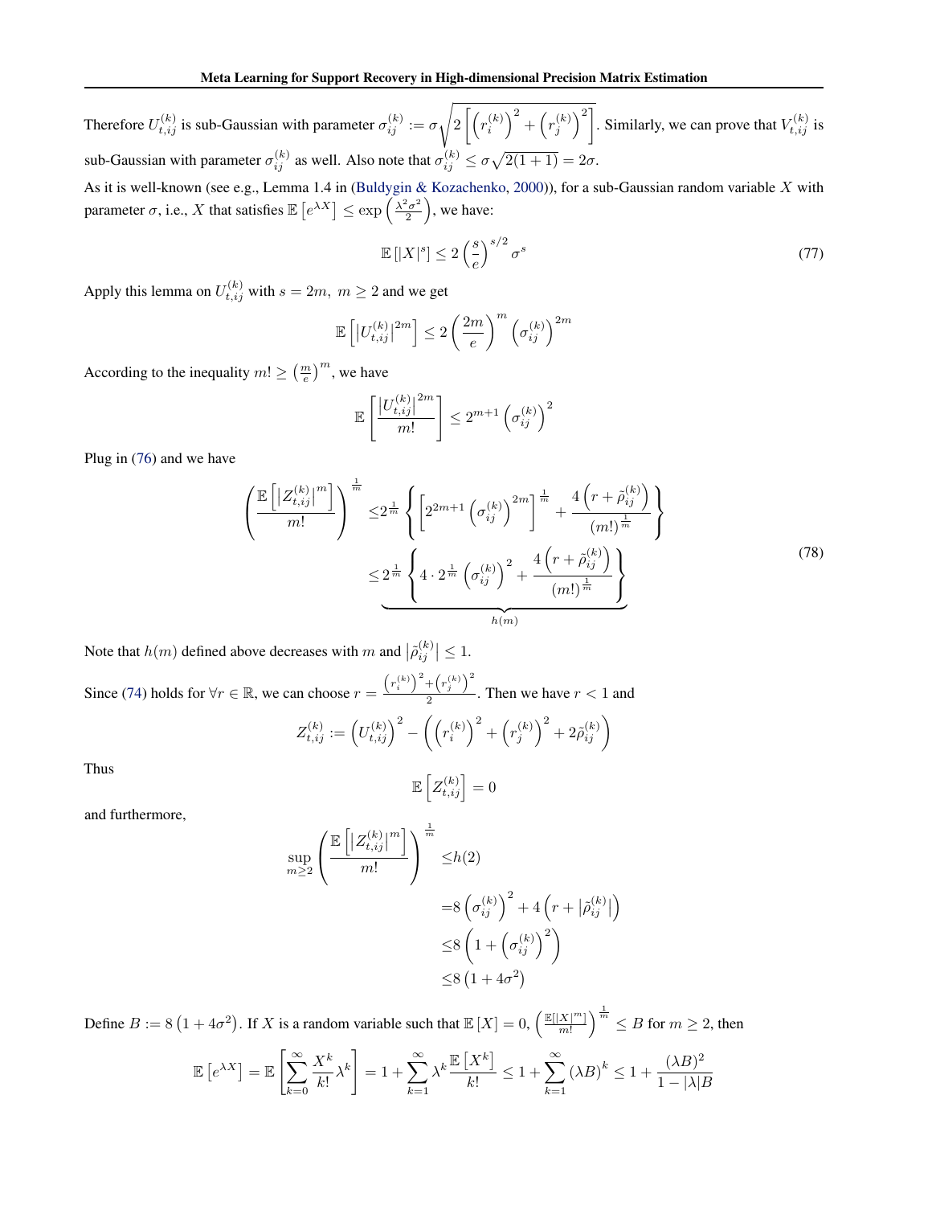Therefore $U_{t,ij}^{(k)}$ is sub-Gaussian with parameter $\sigma_{ij}^{(k)} := \sigma\sqrt{2\left[\left(r_i^{(k)}\right)^2 + \left(r_j^{(k)}\right)^2\right]}$. Similarly, we can prove that $V_{t,ij}^{(k)}$ is sub-Gaussian with parameter $\sigma_{ij}^{(k)}$ as well. Also note that $\sigma_{ij}^{(k)} \leq \sigma\sqrt{2(1+1)} = 2\sigma$.

As it is well-known (see e.g., Lemma 1.4 in (Buldygin & Kozachenko, 2000)), for a sub-Gaussian random variable $X$ with parameter $\sigma$, i.e., $X$ that satisfies $\mathbb{E}\left[e^{\lambda X}\right] \leq \exp\left(\frac{\lambda^2\sigma^2}{2}\right)$, we have:

$$\mathbb{E}\left[|X|^s\right] \leq 2\left(\frac{s}{e}\right)^{s/2}\sigma^s \tag{77}$$

Apply this lemma on $U_{t,ij}^{(k)}$ with $s = 2m,\ m \geq 2$ and we get

$$\mathbb{E}\left[\left|U_{t,ij}^{(k)}\right|^{2m}\right] \leq 2\left(\frac{2m}{e}\right)^m \left(\sigma_{ij}^{(k)}\right)^{2m}$$

According to the inequality $m! \geq \left(\frac{m}{e}\right)^m$, we have

$$\mathbb{E}\left[\frac{\left|U_{t,ij}^{(k)}\right|^{2m}}{m!}\right] \leq 2^{m+1}\left(\sigma_{ij}^{(k)}\right)^2$$

Plug in (76) and we have

$$\begin{aligned}
\left(\frac{\mathbb{E}\left[\left|Z_{t,ij}^{(k)}\right|^m\right]}{m!}\right)^{\frac{1}{m}} \leq & 2^{\frac{1}{m}}\left\{\left[2^{2m+1}\left(\sigma_{ij}^{(k)}\right)^{2m}\right]^{\frac{1}{m}} + \frac{4\left(r + \tilde{\rho}_{ij}^{(k)}\right)}{(m!)^{\frac{1}{m}}}\right\} \\
\leq & \underbrace{2^{\frac{1}{m}}\left\{4 \cdot 2^{\frac{1}{m}}\left(\sigma_{ij}^{(k)}\right)^2 + \frac{4\left(r + \tilde{\rho}_{ij}^{(k)}\right)}{(m!)^{\frac{1}{m}}}\right\}}_{h(m)}
\end{aligned} \tag{78}$$

Note that $h(m)$ defined above decreases with $m$ and $\left|\tilde{\rho}_{ij}^{(k)}\right| \leq 1$.

Since (74) holds for $\forall r \in \mathbb{R}$, we can choose $r = \frac{\left(r_i^{(k)}\right)^2 + \left(r_j^{(k)}\right)^2}{2}$. Then we have $r < 1$ and

$$Z_{t,ij}^{(k)} := \left(U_{t,ij}^{(k)}\right)^2 - \left(\left(r_i^{(k)}\right)^2 + \left(r_j^{(k)}\right)^2 + 2\tilde{\rho}_{ij}^{(k)}\right)$$

Thus

$$\mathbb{E}\left[Z_{t,ij}^{(k)}\right] = 0$$

and furthermore,

$$\begin{aligned}
\sup_{m\geq 2}\left(\frac{\mathbb{E}\left[\left|Z_{t,ij}^{(k)}\right|^m\right]}{m!}\right)^{\frac{1}{m}} \leq & h(2) \\
= & 8\left(\sigma_{ij}^{(k)}\right)^2 + 4\left(r + \left|\tilde{\rho}_{ij}^{(k)}\right|\right) \\
\leq & 8\left(1 + \left(\sigma_{ij}^{(k)}\right)^2\right) \\
\leq & 8\left(1 + 4\sigma^2\right)
\end{aligned}$$

Define $B := 8\left(1 + 4\sigma^2\right)$. If $X$ is a random variable such that $\mathbb{E}[X] = 0$, $\left(\frac{\mathbb{E}[|X|^m]}{m!}\right)^{\frac{1}{m}} \leq B$ for $m \geq 2$, then

$$\mathbb{E}\left[e^{\lambda X}\right] = \mathbb{E}\left[\sum_{k=0}^{\infty}\frac{X^k}{k!}\lambda^k\right] = 1 + \sum_{k=1}^{\infty}\lambda^k\frac{\mathbb{E}\left[X^k\right]}{k!} \leq 1 + \sum_{k=1}^{\infty}(\lambda B)^k \leq 1 + \frac{(\lambda B)^2}{1 - |\lambda|B}$$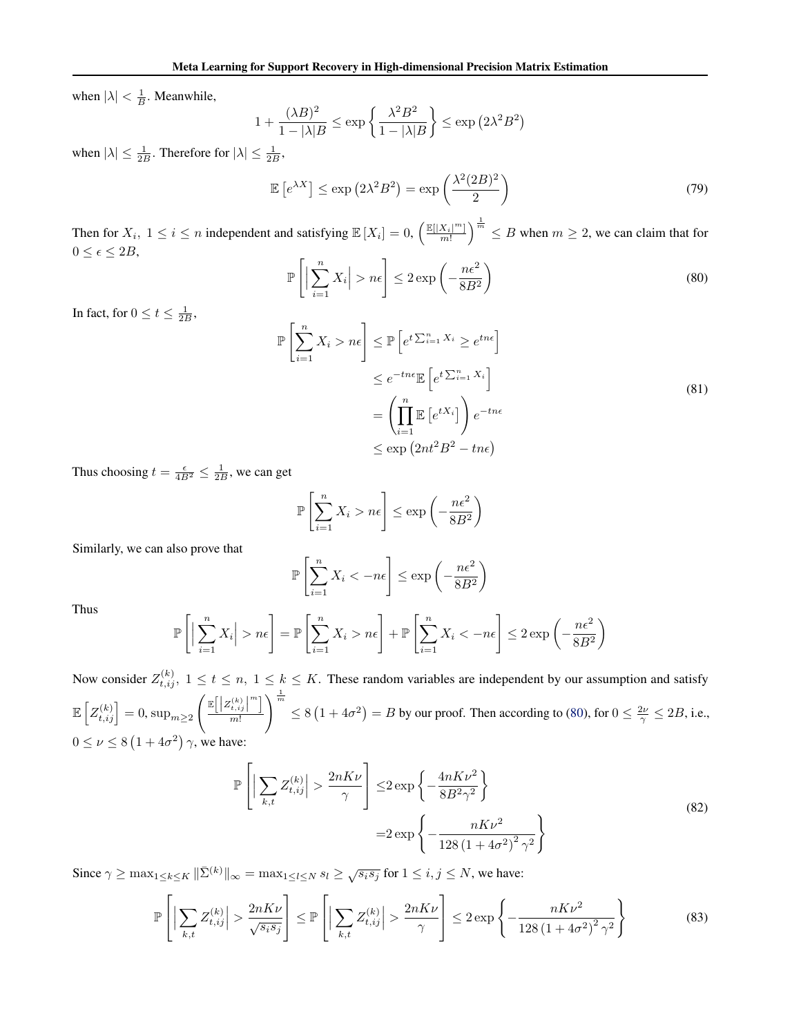when $|\lambda| < \frac{1}{B}$. Meanwhile,

$$1 + \frac{(\lambda B)^2}{1 - |\lambda| B} \leq \exp\left\{\frac{\lambda^2 B^2}{1 - |\lambda| B}\right\} \leq \exp\left(2\lambda^2 B^2\right)$$

when $|\lambda| \leq \frac{1}{2B}$. Therefore for $|\lambda| \leq \frac{1}{2B}$,

$$\mathbb{E}\left[e^{\lambda X}\right] \leq \exp\left(2\lambda^2 B^2\right) = \exp\left(\frac{\lambda^2 (2B)^2}{2}\right) \tag{79}$$

Then for $X_i,\ 1 \leq i \leq n$ independent and satisfying $\mathbb{E}[X_i] = 0$, $\left(\frac{\mathbb{E}[|X_i|^m]}{m!}\right)^{\frac{1}{m}} \leq B$ when $m \geq 2$, we can claim that for $0 \leq \epsilon \leq 2B$,

$$\mathbb{P}\left[\Big|\sum_{i=1}^{n} X_i\Big| > n\epsilon\right] \leq 2\exp\left(-\frac{n\epsilon^2}{8B^2}\right) \tag{80}$$

In fact, for $0 \leq t \leq \frac{1}{2B}$,

$$\begin{aligned}
\mathbb{P}\left[\sum_{i=1}^{n} X_i > n\epsilon\right] &\leq \mathbb{P}\left[e^{t\sum_{i=1}^{n} X_i} \geq e^{tn\epsilon}\right] \\
&\leq e^{-tn\epsilon}\mathbb{E}\left[e^{t\sum_{i=1}^{n} X_i}\right] \\
&= \left(\prod_{i=1}^{n}\mathbb{E}\left[e^{tX_i}\right]\right)e^{-tn\epsilon} \\
&\leq \exp\left(2nt^2B^2 - tn\epsilon\right)
\end{aligned} \tag{81}$$

Thus choosing $t = \frac{\epsilon}{4B^2} \leq \frac{1}{2B}$, we can get

$$\mathbb{P}\left[\sum_{i=1}^{n} X_i > n\epsilon\right] \leq \exp\left(-\frac{n\epsilon^2}{8B^2}\right)$$

Similarly, we can also prove that

$$\mathbb{P}\left[\sum_{i=1}^{n} X_i < -n\epsilon\right] \leq \exp\left(-\frac{n\epsilon^2}{8B^2}\right)$$

Thus

$$\mathbb{P}\left[\Big|\sum_{i=1}^{n} X_i\Big| > n\epsilon\right] = \mathbb{P}\left[\sum_{i=1}^{n} X_i > n\epsilon\right] + \mathbb{P}\left[\sum_{i=1}^{n} X_i < -n\epsilon\right] \leq 2\exp\left(-\frac{n\epsilon^2}{8B^2}\right)$$

Now consider $Z_{t,ij}^{(k)},\ 1 \leq t \leq n,\ 1 \leq k \leq K$. These random variables are independent by our assumption and satisfy $\mathbb{E}\left[Z_{t,ij}^{(k)}\right] = 0$, $\sup_{m\geq 2}\left(\frac{\mathbb{E}\left[\left|Z_{t,ij}^{(k)}\right|^m\right]}{m!}\right)^{\frac{1}{m}} \leq 8\left(1+4\sigma^2\right) = B$ by our proof. Then according to (80), for $0 \leq \frac{2\nu}{\gamma} \leq 2B$, i.e., $0 \leq \nu \leq 8\left(1+4\sigma^2\right)\gamma$, we have:

$$\begin{aligned}
\mathbb{P}\left[\Big|\sum_{k,t} Z_{t,ij}^{(k)}\Big| > \frac{2nK\nu}{\gamma}\right] \leq& 2\exp\left\{-\frac{4nK\nu^2}{8B^2\gamma^2}\right\} \\
=& 2\exp\left\{-\frac{nK\nu^2}{128\left(1+4\sigma^2\right)^2\gamma^2}\right\}
\end{aligned} \tag{82}$$

Since $\gamma \geq \max_{1\leq k\leq K}\|\bar{\Sigma}^{(k)}\|_\infty = \max_{1\leq l\leq N} s_l \geq \sqrt{s_i s_j}$ for $1 \leq i, j \leq N$, we have:

$$\mathbb{P}\left[\Big|\sum_{k,t} Z_{t,ij}^{(k)}\Big| > \frac{2nK\nu}{\sqrt{s_i s_j}}\right] \leq \mathbb{P}\left[\Big|\sum_{k,t} Z_{t,ij}^{(k)}\Big| > \frac{2nK\nu}{\gamma}\right] \leq 2\exp\left\{-\frac{nK\nu^2}{128\left(1+4\sigma^2\right)^2\gamma^2}\right\} \tag{83}$$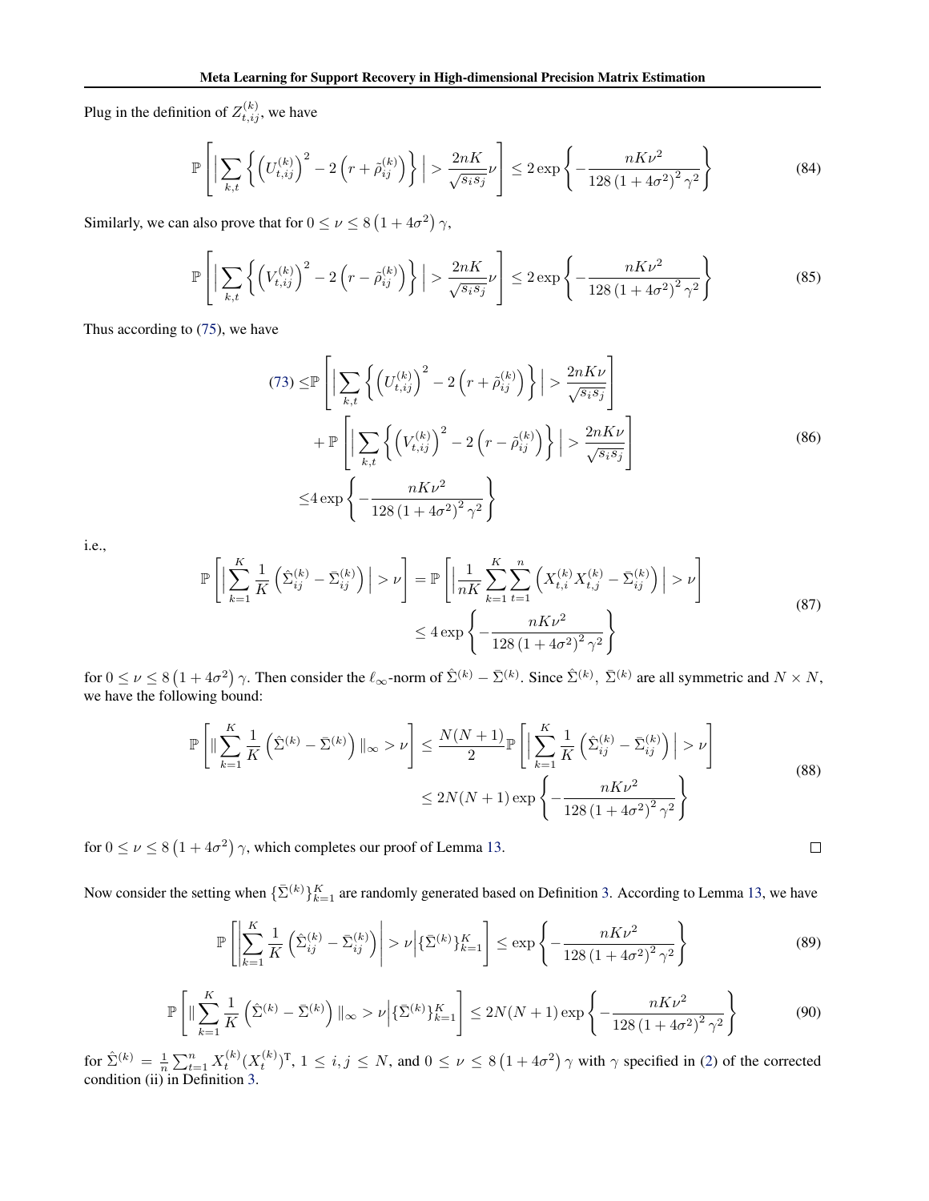Plug in the definition of $Z_{t,ij}^{(k)}$, we have

$$\mathbb{P}\left[\Big|\sum_{k,t}\left\{\left(U_{t,ij}^{(k)}\right)^2 - 2\left(r+\tilde{\rho}_{ij}^{(k)}\right)\right\}\Big| > \frac{2nK}{\sqrt{s_i s_j}}\nu\right] \leq 2\exp\left\{-\frac{nK\nu^2}{128\left(1+4\sigma^2\right)^2\gamma^2}\right\} \tag{84}$$

Similarly, we can also prove that for $0 \leq \nu \leq 8\left(1+4\sigma^2\right)\gamma$,

$$\mathbb{P}\left[\Big|\sum_{k,t}\left\{\left(V_{t,ij}^{(k)}\right)^2 - 2\left(r-\tilde{\rho}_{ij}^{(k)}\right)\right\}\Big| > \frac{2nK}{\sqrt{s_i s_j}}\nu\right] \leq 2\exp\left\{-\frac{nK\nu^2}{128\left(1+4\sigma^2\right)^2\gamma^2}\right\} \tag{85}$$

Thus according to (75), we have

$$\begin{aligned}
(73) \leq &\mathbb{P}\left[\Big|\sum_{k,t}\left\{\left(U_{t,ij}^{(k)}\right)^2 - 2\left(r+\tilde{\rho}_{ij}^{(k)}\right)\right\}\Big| > \frac{2nK\nu}{\sqrt{s_i s_j}}\right] \\
&+ \mathbb{P}\left[\Big|\sum_{k,t}\left\{\left(V_{t,ij}^{(k)}\right)^2 - 2\left(r-\tilde{\rho}_{ij}^{(k)}\right)\right\}\Big| > \frac{2nK\nu}{\sqrt{s_i s_j}}\right] \\
\leq &4\exp\left\{-\frac{nK\nu^2}{128\left(1+4\sigma^2\right)^2\gamma^2}\right\}
\end{aligned} \tag{86}$$

i.e.,

$$\begin{aligned}
\mathbb{P}\left[\Big|\sum_{k=1}^{K}\frac{1}{K}\left(\hat{\Sigma}_{ij}^{(k)} - \bar{\Sigma}_{ij}^{(k)}\right)\Big| > \nu\right] &= \mathbb{P}\left[\Big|\frac{1}{nK}\sum_{k=1}^{K}\sum_{t=1}^{n}\left(X_{t,i}^{(k)}X_{t,j}^{(k)} - \bar{\Sigma}_{ij}^{(k)}\right)\Big| > \nu\right] \\
&\leq 4\exp\left\{-\frac{nK\nu^2}{128\left(1+4\sigma^2\right)^2\gamma^2}\right\}
\end{aligned} \tag{87}$$

for $0 \leq \nu \leq 8\left(1+4\sigma^2\right)\gamma$. Then consider the $\ell_\infty$-norm of $\hat{\Sigma}^{(k)} - \bar{\Sigma}^{(k)}$. Since $\hat{\Sigma}^{(k)},\ \bar{\Sigma}^{(k)}$ are all symmetric and $N \times N$, we have the following bound:

$$\begin{aligned}
\mathbb{P}\left[\|\sum_{k=1}^{K}\frac{1}{K}\left(\hat{\Sigma}^{(k)} - \bar{\Sigma}^{(k)}\right)\|_\infty > \nu\right] &\leq \frac{N(N+1)}{2}\mathbb{P}\left[\Big|\sum_{k=1}^{K}\frac{1}{K}\left(\hat{\Sigma}_{ij}^{(k)} - \bar{\Sigma}_{ij}^{(k)}\right)\Big| > \nu\right] \\
&\leq 2N(N+1)\exp\left\{-\frac{nK\nu^2}{128\left(1+4\sigma^2\right)^2\gamma^2}\right\}
\end{aligned} \tag{88}$$

for $0 \leq \nu \leq 8\left(1+4\sigma^2\right)\gamma$, which completes our proof of Lemma 13. □

Now consider the setting when $\{\bar{\Sigma}^{(k)}\}_{k=1}^K$ are randomly generated based on Definition 3. According to Lemma 13, we have

$$\mathbb{P}\left[\left|\sum_{k=1}^{K}\frac{1}{K}\left(\hat{\Sigma}_{ij}^{(k)} - \bar{\Sigma}_{ij}^{(k)}\right)\right| > \nu \Big| \{\bar{\Sigma}^{(k)}\}_{k=1}^K\right] \leq \exp\left\{-\frac{nK\nu^2}{128\left(1+4\sigma^2\right)^2\gamma^2}\right\} \tag{89}$$

$$\mathbb{P}\left[\|\sum_{k=1}^{K}\frac{1}{K}\left(\hat{\Sigma}^{(k)} - \bar{\Sigma}^{(k)}\right)\|_\infty > \nu \Big| \{\bar{\Sigma}^{(k)}\}_{k=1}^K\right] \leq 2N(N+1)\exp\left\{-\frac{nK\nu^2}{128\left(1+4\sigma^2\right)^2\gamma^2}\right\} \tag{90}$$

for $\hat{\Sigma}^{(k)} = \frac{1}{n}\sum_{t=1}^{n} X_t^{(k)}(X_t^{(k)})^\intercal$, $1 \leq i, j \leq N$, and $0 \leq \nu \leq 8\left(1+4\sigma^2\right)\gamma$ with $\gamma$ specified in (2) of the corrected condition (ii) in Definition 3.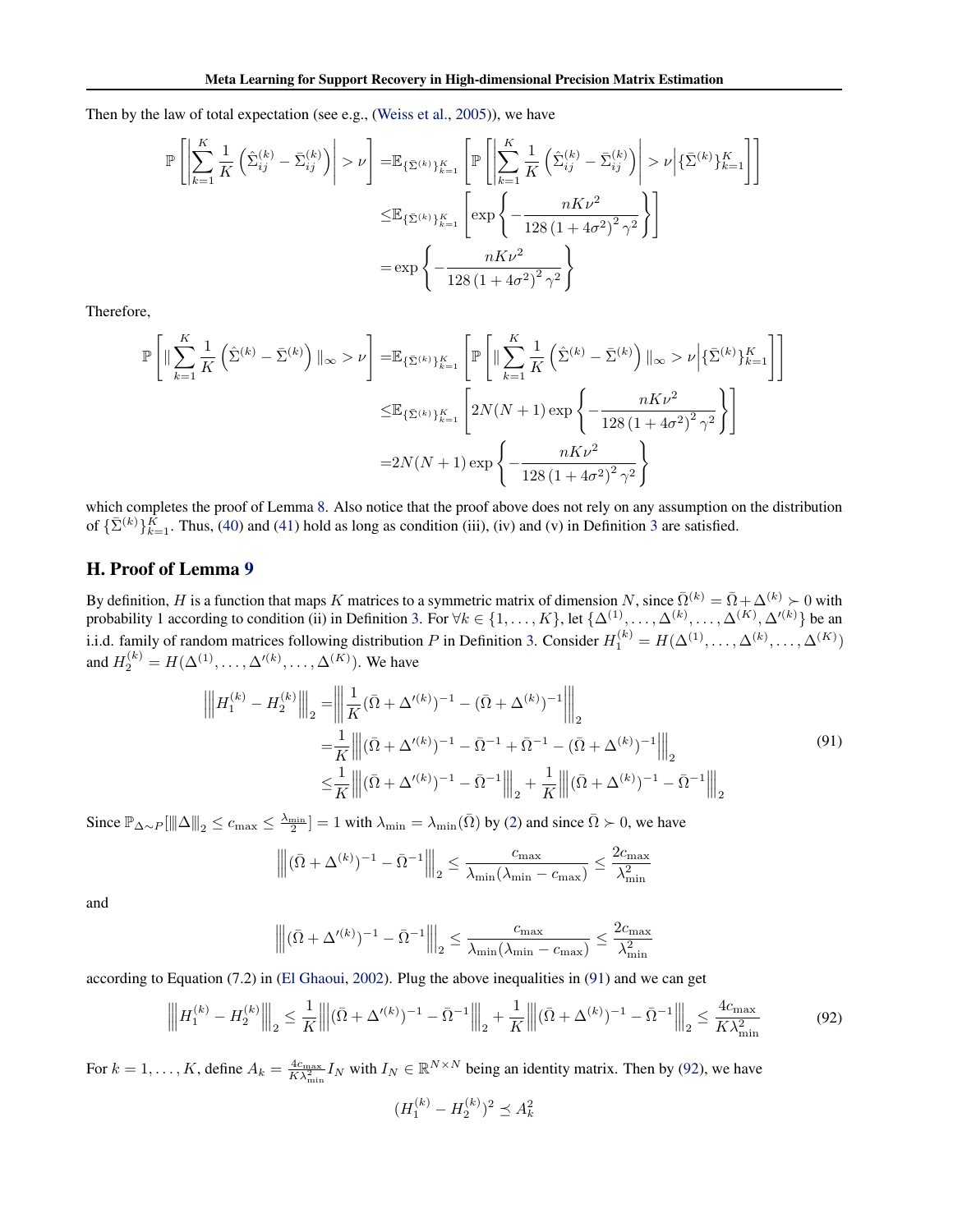Then by the law of total expectation (see e.g., (Weiss et al., 2005)), we have

$$
\begin{aligned}
\mathbb{P}\left[\left|\sum_{k=1}^{K}\frac{1}{K}\left(\hat{\Sigma}_{ij}^{(k)}-\bar{\Sigma}_{ij}^{(k)}\right)\right|>\nu\right]=&\mathbb{E}_{\{\bar{\Sigma}^{(k)}\}_{k=1}^{K}}\left[\mathbb{P}\left[\left|\sum_{k=1}^{K}\frac{1}{K}\left(\hat{\Sigma}_{ij}^{(k)}-\bar{\Sigma}_{ij}^{(k)}\right)\right|>\nu\Big|\{\bar{\Sigma}^{(k)}\}_{k=1}^{K}\right]\right]\\
\leq&\mathbb{E}_{\{\bar{\Sigma}^{(k)}\}_{k=1}^{K}}\left[\exp\left\{-\frac{nK\nu^2}{128\left(1+4\sigma^2\right)^2\gamma^2}\right\}\right]\\
=&\exp\left\{-\frac{nK\nu^2}{128\left(1+4\sigma^2\right)^2\gamma^2}\right\}
\end{aligned}
$$

Therefore,

$$
\begin{aligned}
\mathbb{P}\left[\|\sum_{k=1}^{K}\frac{1}{K}\left(\hat{\Sigma}^{(k)}-\bar{\Sigma}^{(k)}\right)\|_\infty>\nu\right]=&\mathbb{E}_{\{\bar{\Sigma}^{(k)}\}_{k=1}^{K}}\left[\mathbb{P}\left[\|\sum_{k=1}^{K}\frac{1}{K}\left(\hat{\Sigma}^{(k)}-\bar{\Sigma}^{(k)}\right)\|_\infty>\nu\Big|\{\bar{\Sigma}^{(k)}\}_{k=1}^{K}\right]\right]\\
\leq&\mathbb{E}_{\{\bar{\Sigma}^{(k)}\}_{k=1}^{K}}\left[2N(N+1)\exp\left\{-\frac{nK\nu^2}{128\left(1+4\sigma^2\right)^2\gamma^2}\right\}\right]\\
=&2N(N+1)\exp\left\{-\frac{nK\nu^2}{128\left(1+4\sigma^2\right)^2\gamma^2}\right\}
\end{aligned}
$$

which completes the proof of Lemma 8. Also notice that the proof above does not rely on any assumption on the distribution of $\{\bar{\Sigma}^{(k)}\}_{k=1}^{K}$. Thus, (40) and (41) hold as long as condition (iii), (iv) and (v) in Definition 3 are satisfied.

## H. Proof of Lemma 9

By definition, $H$ is a function that maps $K$ matrices to a symmetric matrix of dimension $N$, since $\bar{\Omega}^{(k)}=\bar{\Omega}+\Delta^{(k)}\succ 0$ with probability 1 according to condition (ii) in Definition 3. For $\forall k\in\{1,\dots,K\}$, let $\{\Delta^{(1)},\dots,\Delta^{(k)},\dots,\Delta^{(K)},\Delta'^{(k)}\}$ be an i.i.d. family of random matrices following distribution $P$ in Definition 3. Consider $H_1^{(k)}=H(\Delta^{(1)},\dots,\Delta^{(k)},\dots,\Delta^{(K)})$ and $H_2^{(k)}=H(\Delta^{(1)},\dots,\Delta'^{(k)},\dots,\Delta^{(K)})$. We have

$$
\begin{aligned}
\left\|\left|H_1^{(k)}-H_2^{(k)}\right|\right\|_2=&\left\|\left|\frac{1}{K}(\bar{\Omega}+\Delta'^{(k)})^{-1}-(\bar{\Omega}+\Delta^{(k)})^{-1}\right|\right\|_2\\
=&\frac{1}{K}\left\|\left|(\bar{\Omega}+\Delta'^{(k)})^{-1}-\bar{\Omega}^{-1}+\bar{\Omega}^{-1}-(\bar{\Omega}+\Delta^{(k)})^{-1}\right|\right\|_2\\
\leq&\frac{1}{K}\left\|\left|(\bar{\Omega}+\Delta'^{(k)})^{-1}-\bar{\Omega}^{-1}\right|\right\|_2+\frac{1}{K}\left\|\left|(\bar{\Omega}+\Delta^{(k)})^{-1}-\bar{\Omega}^{-1}\right|\right\|_2
\end{aligned}
\tag{91}
$$

Since $\mathbb{P}_{\Delta\sim P}[\|\|\Delta\|\|_2\leq c_{\max}\leq\frac{\lambda_{\min}}{2}]=1$ with $\lambda_{\min}=\lambda_{\min}(\bar{\Omega})$ by (2) and since $\bar{\Omega}\succ 0$, we have

$$
\left\|\left|(\bar{\Omega}+\Delta^{(k)})^{-1}-\bar{\Omega}^{-1}\right|\right\|_2\leq\frac{c_{\max}}{\lambda_{\min}(\lambda_{\min}-c_{\max})}\leq\frac{2c_{\max}}{\lambda_{\min}^2}
$$

and

$$
\left\|\left|(\bar{\Omega}+\Delta'^{(k)})^{-1}-\bar{\Omega}^{-1}\right|\right\|_2\leq\frac{c_{\max}}{\lambda_{\min}(\lambda_{\min}-c_{\max})}\leq\frac{2c_{\max}}{\lambda_{\min}^2}
$$

according to Equation (7.2) in (El Ghaoui, 2002). Plug the above inequalities in (91) and we can get

$$
\left\|\left|H_1^{(k)}-H_2^{(k)}\right|\right\|_2\leq\frac{1}{K}\left\|\left|(\bar{\Omega}+\Delta'^{(k)})^{-1}-\bar{\Omega}^{-1}\right|\right\|_2+\frac{1}{K}\left\|\left|(\bar{\Omega}+\Delta^{(k)})^{-1}-\bar{\Omega}^{-1}\right|\right\|_2\leq\frac{4c_{\max}}{K\lambda_{\min}^2}
\tag{92}
$$

For $k=1,\dots,K$, define $A_k=\frac{4c_{\max}}{K\lambda_{\min}^2}I_N$ with $I_N\in\mathbb{R}^{N\times N}$ being an identity matrix. Then by (92), we have

$$
(H_1^{(k)}-H_2^{(k)})^2\preceq A_k^2
$$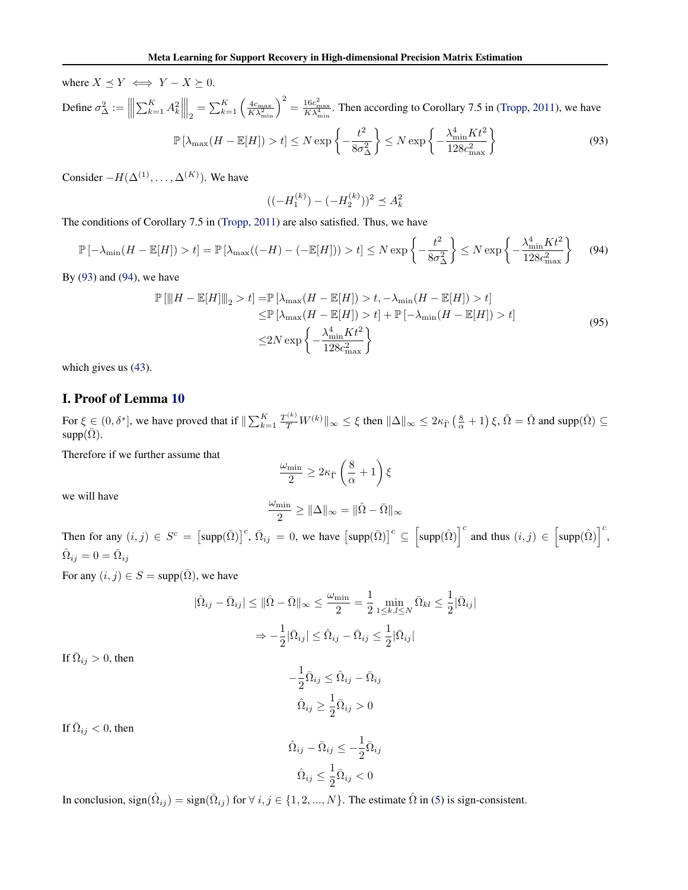where $X \preceq Y \iff Y - X \succeq 0$.

Define $\sigma_\Delta^2 := \left\| \sum_{k=1}^K A_k^2 \right\|_2 = \sum_{k=1}^K \left( \frac{4c_{\max}}{K\lambda_{\min}^2} \right)^2 = \frac{16c_{\max}^2}{K\lambda_{\min}^4}$. Then according to Corollary 7.5 in (Tropp, 2011), we have

$$\mathbb{P}\left[\lambda_{\max}(H - \mathbb{E}[H]) > t\right] \le N \exp\left\{ -\frac{t^2}{8\sigma_\Delta^2} \right\} \le N \exp\left\{ -\frac{\lambda_{\min}^4 K t^2}{128 c_{\max}^2} \right\} \tag{93}$$

Consider $-H(\Delta^{(1)}, \ldots, \Delta^{(K)})$. We have

$$((-H_1^{(k)}) - (-H_2^{(k)}))^2 \preceq A_k^2$$

The conditions of Corollary 7.5 in (Tropp, 2011) are also satisfied. Thus, we have

$$\mathbb{P}\left[-\lambda_{\min}(H - \mathbb{E}[H]) > t\right] = \mathbb{P}\left[\lambda_{\max}((-H) - (-\mathbb{E}[H])) > t\right] \le N \exp\left\{ -\frac{t^2}{8\sigma_\Delta^2} \right\} \le N \exp\left\{ -\frac{\lambda_{\min}^4 K t^2}{128 c_{\max}^2} \right\} \tag{94}$$

By (93) and (94), we have

$$\begin{aligned}
\mathbb{P}\left[\left\|H - \mathbb{E}[H]\right\|_2 > t\right] =& \mathbb{P}\left[\lambda_{\max}(H - \mathbb{E}[H]) > t, -\lambda_{\min}(H - \mathbb{E}[H]) > t\right] \\
\le& \mathbb{P}\left[\lambda_{\max}(H - \mathbb{E}[H]) > t\right] + \mathbb{P}\left[-\lambda_{\min}(H - \mathbb{E}[H]) > t\right] \\
\le& 2N \exp\left\{ -\frac{\lambda_{\min}^4 K t^2}{128 c_{\max}^2} \right\}
\end{aligned} \tag{95}$$

which gives us (43).

## I. Proof of Lemma 10

For $\xi \in (0, \delta^*]$, we have proved that if $\| \sum_{k=1}^K \frac{T^{(k)}}{T} W^{(k)} \|_\infty \le \xi$ then $\|\Delta\|_\infty \le 2\kappa_{\bar{\Gamma}} \left( \frac{8}{\alpha} + 1 \right) \xi$, $\tilde{\Omega} = \hat{\Omega}$ and $\text{supp}(\hat{\Omega}) \subseteq \text{supp}(\bar{\Omega})$.

Therefore if we further assume that

$$\frac{\omega_{\min}}{2} \ge 2\kappa_{\bar{\Gamma}} \left( \frac{8}{\alpha} + 1 \right) \xi$$

we will have

$$\frac{\omega_{\min}}{2} \ge \|\Delta\|_\infty = \|\hat{\Omega} - \bar{\Omega}\|_\infty$$

Then for any $(i,j) \in S^c = \left[\text{supp}(\bar{\Omega})\right]^c$, $\bar{\Omega}_{ij} = 0$, we have $\left[\text{supp}(\bar{\Omega})\right]^c \subseteq \left[\text{supp}(\hat{\Omega})\right]^c$ and thus $(i,j) \in \left[\text{supp}(\hat{\Omega})\right]^c$, $\hat{\Omega}_{ij} = 0 = \bar{\Omega}_{ij}$

For any $(i,j) \in S = \text{supp}(\bar{\Omega})$, we have

$$|\hat{\Omega}_{ij} - \bar{\Omega}_{ij}| \le \|\hat{\Omega} - \bar{\Omega}\|_\infty \le \frac{\omega_{\min}}{2} = \frac{1}{2} \min_{1 \le k,l \le N} \bar{\Omega}_{kl} \le \frac{1}{2} |\bar{\Omega}_{ij}|$$

$$\Rightarrow -\frac{1}{2}|\bar{\Omega}_{ij}| \le \hat{\Omega}_{ij} - \bar{\Omega}_{ij} \le \frac{1}{2}|\bar{\Omega}_{ij}|$$

If $\bar{\Omega}_{ij} > 0$, then

$$-\frac{1}{2}\bar{\Omega}_{ij} \le \hat{\Omega}_{ij} - \bar{\Omega}_{ij}$$

$$\hat{\Omega}_{ij} \ge \frac{1}{2}\bar{\Omega}_{ij} > 0$$

If $\bar{\Omega}_{ij} < 0$, then

$$\hat{\Omega}_{ij} - \bar{\Omega}_{ij} \le -\frac{1}{2}\bar{\Omega}_{ij}$$

$$\hat{\Omega}_{ij} \le \frac{1}{2}\bar{\Omega}_{ij} < 0$$

In conclusion, $\text{sign}(\hat{\Omega}_{ij}) = \text{sign}(\bar{\Omega}_{ij})$ for $\forall\, i,j \in \{1, 2, ..., N\}$. The estimate $\hat{\Omega}$ in (5) is sign-consistent.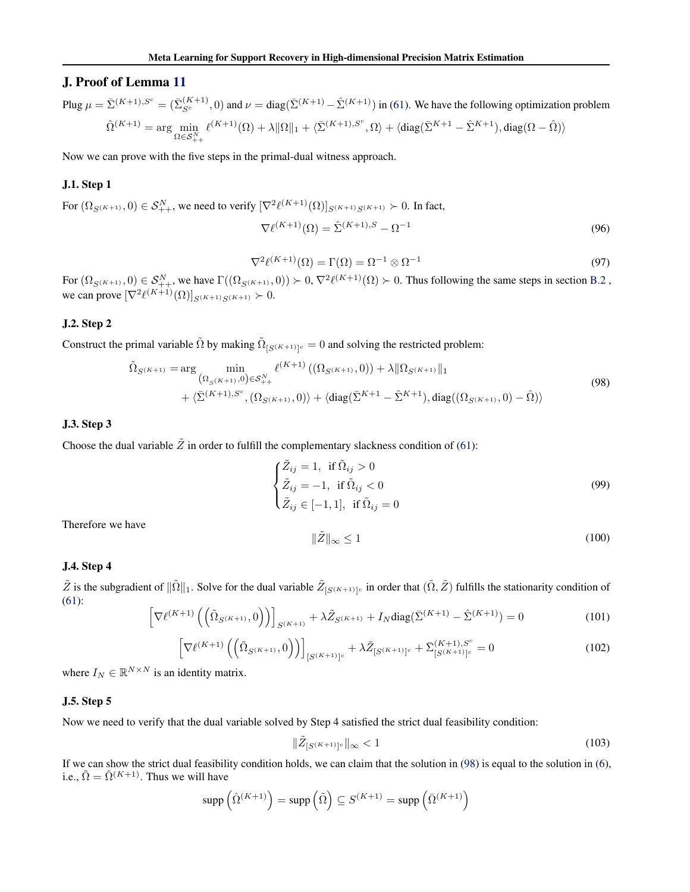## J. Proof of Lemma 11

Plug $\mu = \bar{\Sigma}^{(K+1),S^c} = (\bar{\Sigma}^{(K+1)}_{S^c}, 0)$ and $\nu = \text{diag}(\bar{\Sigma}^{(K+1)} - \hat{\Sigma}^{(K+1)})$ in (61). We have the following optimization problem

$$
\hat{\Omega}^{(K+1)} = \arg\min_{\Omega \in \mathcal{S}_{++}^N} \ell^{(K+1)}(\Omega) + \lambda\|\Omega\|_1 + \langle \bar{\Sigma}^{(K+1),S^c}, \Omega \rangle + \langle \text{diag}(\bar{\Sigma}^{K+1} - \hat{\Sigma}^{K+1}), \text{diag}(\Omega - \hat{\Omega}) \rangle
$$

Now we can prove with the five steps in the primal-dual witness approach.

### J.1. Step 1

For $(\Omega_{S^{(K+1)}}, 0) \in \mathcal{S}_{++}^N$, we need to verify $[\nabla^2 \ell^{(K+1)}(\Omega)]_{S^{(K+1)}S^{(K+1)}} \succ 0$. In fact,

$$
\nabla \ell^{(K+1)}(\Omega) = \hat{\Sigma}^{(K+1),S} - \Omega^{-1} \tag{96}
$$

$$
\nabla^2 \ell^{(K+1)}(\Omega) = \Gamma(\Omega) = \Omega^{-1} \otimes \Omega^{-1} \tag{97}
$$

For $(\Omega_{S^{(K+1)}}, 0) \in \mathcal{S}_{++}^N$, we have $\Gamma((\Omega_{S^{(K+1)}}, 0)) \succ 0$, $\nabla^2 \ell^{(K+1)}(\Omega) \succ 0$. Thus following the same steps in section B.2 , we can prove $[\nabla^2 \ell^{(K+1)}(\Omega)]_{S^{(K+1)}S^{(K+1)}} \succ 0$.

### J.2. Step 2

Construct the primal variable $\tilde{\Omega}$ by making $\tilde{\Omega}_{[S^{(K+1)}]^c} = 0$ and solving the restricted problem:

$$
\begin{aligned}
\tilde{\Omega}_{S^{(K+1)}} = \arg&\min_{(\Omega_{S^{(K+1)}}, 0) \in \mathcal{S}_{++}^N} \ell^{(K+1)}\left((\Omega_{S^{(K+1)}}, 0)\right) + \lambda\|\Omega_{S^{(K+1)}}\|_1 \\
&+ \langle \bar{\Sigma}^{(K+1),S^c}, (\Omega_{S^{(K+1)}}, 0) \rangle + \langle \text{diag}(\bar{\Sigma}^{K+1} - \hat{\Sigma}^{K+1}), \text{diag}((\Omega_{S^{(K+1)}}, 0) - \hat{\Omega}) \rangle
\end{aligned} \tag{98}
$$

### J.3. Step 3

Choose the dual variable $\tilde{Z}$ in order to fulfill the complementary slackness condition of (61):

$$
\begin{cases}
\tilde{Z}_{ij} = 1, & \text{if } \tilde{\Omega}_{ij} > 0 \\
\tilde{Z}_{ij} = -1, & \text{if } \tilde{\Omega}_{ij} < 0 \\
\tilde{Z}_{ij} \in [-1, 1], & \text{if } \tilde{\Omega}_{ij} = 0
\end{cases} \tag{99}
$$

Therefore we have

$$
\|\tilde{Z}\|_\infty \leq 1 \tag{100}
$$

### J.4. Step 4

$\tilde{Z}$ is the subgradient of $\|\tilde{\Omega}\|_1$. Solve for the dual variable $\tilde{Z}_{[S^{(K+1)}]^c}$ in order that $(\tilde{\Omega}, \tilde{Z})$ fulfills the stationarity condition of (61):

$$
\left[\nabla \ell^{(K+1)}\left(\left(\tilde{\Omega}_{S^{(K+1)}}, 0\right)\right)\right]_{S^{(K+1)}} + \lambda \tilde{Z}_{S^{(K+1)}} + I_N \text{diag}(\bar{\Sigma}^{(K+1)} - \hat{\Sigma}^{(K+1)}) = 0 \tag{101}
$$

$$
\left[\nabla \ell^{(K+1)}\left(\left(\tilde{\Omega}_{S^{(K+1)}}, 0\right)\right)\right]_{[S^{(K+1)}]^c} + \lambda \tilde{Z}_{[S^{(K+1)}]^c} + \bar{\Sigma}^{(K+1),S^c}_{[S^{(K+1)}]^c} = 0 \tag{102}
$$

where $I_N \in \mathbb{R}^{N \times N}$ is an identity matrix.

### J.5. Step 5

Now we need to verify that the dual variable solved by Step 4 satisfied the strict dual feasibility condition:

$$
\|\tilde{Z}_{[S^{(K+1)}]^c}\|_\infty < 1 \tag{103}
$$

If we can show the strict dual feasibility condition holds, we can claim that the solution in (98) is equal to the solution in (6), i.e., $\tilde{\Omega} = \hat{\Omega}^{(K+1)}$. Thus we will have

$$
\text{supp}\left(\hat{\Omega}^{(K+1)}\right) = \text{supp}\left(\tilde{\Omega}\right) \subseteq S^{(K+1)} = \text{supp}\left(\bar{\Omega}^{(K+1)}\right)
$$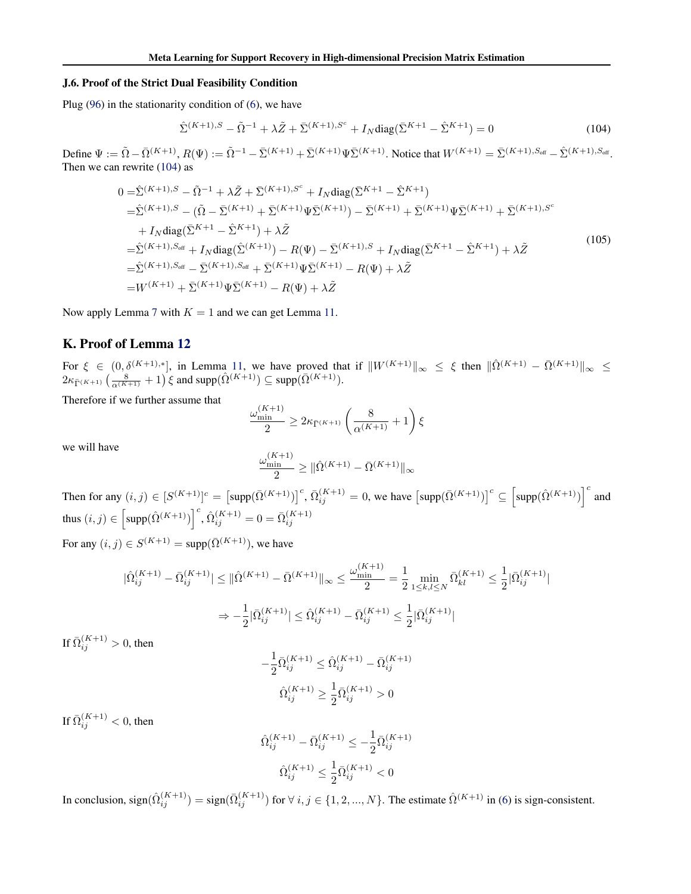### J.6. Proof of the Strict Dual Feasibility Condition

Plug (96) in the stationarity condition of (6), we have

$$\hat{\Sigma}^{(K+1),S} - \tilde{\Omega}^{-1} + \lambda \tilde{Z} + \bar{\Sigma}^{(K+1),S^c} + I_N \text{diag}(\bar{\Sigma}^{K+1} - \hat{\Sigma}^{K+1}) = 0 \tag{104}$$

Define $\Psi := \tilde{\Omega} - \bar{\Omega}^{(K+1)}$, $R(\Psi) := \tilde{\Omega}^{-1} - \bar{\Sigma}^{(K+1)} + \bar{\Sigma}^{(K+1)}\Psi\bar{\Sigma}^{(K+1)}$. Notice that $W^{(K+1)} = \bar{\Sigma}^{(K+1),S_{\text{off}}} - \hat{\Sigma}^{(K+1),S_{\text{off}}}$. Then we can rewrite (104) as

$$\begin{aligned}
0 =& \hat{\Sigma}^{(K+1),S} - \tilde{\Omega}^{-1} + \lambda \tilde{Z} + \bar{\Sigma}^{(K+1),S^c} + I_N \text{diag}(\bar{\Sigma}^{K+1} - \hat{\Sigma}^{K+1}) \\
=& \hat{\Sigma}^{(K+1),S} - (\tilde{\Omega} - \bar{\Sigma}^{(K+1)} + \bar{\Sigma}^{(K+1)}\Psi\bar{\Sigma}^{(K+1)}) - \bar{\Sigma}^{(K+1)} + \bar{\Sigma}^{(K+1)}\Psi\bar{\Sigma}^{(K+1)} + \bar{\Sigma}^{(K+1),S^c} \\
&+ I_N \text{diag}(\bar{\Sigma}^{K+1} - \hat{\Sigma}^{K+1}) + \lambda \tilde{Z} \\
=& \hat{\Sigma}^{(K+1),S_{\text{off}}} + I_N \text{diag}(\hat{\Sigma}^{(K+1)}) - R(\Psi) - \bar{\Sigma}^{(K+1),S} + I_N \text{diag}(\bar{\Sigma}^{K+1} - \hat{\Sigma}^{K+1}) + \lambda \tilde{Z} \\
=& \hat{\Sigma}^{(K+1),S_{\text{off}}} - \bar{\Sigma}^{(K+1),S_{\text{off}}} + \bar{\Sigma}^{(K+1)}\Psi\bar{\Sigma}^{(K+1)} - R(\Psi) + \lambda \tilde{Z} \\
=& W^{(K+1)} + \bar{\Sigma}^{(K+1)}\Psi\bar{\Sigma}^{(K+1)} - R(\Psi) + \lambda \tilde{Z}
\end{aligned} \tag{105}$$

Now apply Lemma 7 with $K = 1$ and we can get Lemma 11.

## K. Proof of Lemma 12

For $\xi \in (0, \delta^{(K+1),*}]$, in Lemma 11, we have proved that if $\|W^{(K+1)}\|_\infty \leq \xi$ then $\|\hat{\Omega}^{(K+1)} - \bar{\Omega}^{(K+1)}\|_\infty \leq 2\kappa_{\bar{\Gamma}^{(K+1)}}\left(\frac{8}{\alpha^{(K+1)}} + 1\right)\xi$ and $\text{supp}(\hat{\Omega}^{(K+1)}) \subseteq \text{supp}(\bar{\Omega}^{(K+1)})$.

Therefore if we further assume that

$$\frac{\omega_{\min}^{(K+1)}}{2} \geq 2\kappa_{\bar{\Gamma}^{(K+1)}}\left(\frac{8}{\alpha^{(K+1)}} + 1\right)\xi$$

we will have

$$\frac{\omega_{\min}^{(K+1)}}{2} \geq \|\hat{\Omega}^{(K+1)} - \bar{\Omega}^{(K+1)}\|_\infty$$

Then for any $(i,j) \in [S^{(K+1)}]^c = \left[\text{supp}(\bar{\Omega}^{(K+1)})\right]^c$, $\bar{\Omega}_{ij}^{(K+1)} = 0$, we have $\left[\text{supp}(\bar{\Omega}^{(K+1)})\right]^c \subseteq \left[\text{supp}(\hat{\Omega}^{(K+1)})\right]^c$ and thus $(i,j) \in \left[\text{supp}(\hat{\Omega}^{(K+1)})\right]^c$, $\hat{\Omega}_{ij}^{(K+1)} = 0 = \bar{\Omega}_{ij}^{(K+1)}$

For any $(i,j) \in S^{(K+1)} = \text{supp}(\bar{\Omega}^{(K+1)})$, we have

$$|\hat{\Omega}_{ij}^{(K+1)} - \bar{\Omega}_{ij}^{(K+1)}| \leq \|\hat{\Omega}^{(K+1)} - \bar{\Omega}^{(K+1)}\|_\infty \leq \frac{\omega_{\min}^{(K+1)}}{2} = \frac{1}{2}\min_{1\leq k,l\leq N} \bar{\Omega}_{kl}^{(K+1)} \leq \frac{1}{2}|\bar{\Omega}_{ij}^{(K+1)}|$$

$$\Rightarrow -\frac{1}{2}|\bar{\Omega}_{ij}^{(K+1)}| \leq \hat{\Omega}_{ij}^{(K+1)} - \bar{\Omega}_{ij}^{(K+1)} \leq \frac{1}{2}|\bar{\Omega}_{ij}^{(K+1)}|$$

If $\bar{\Omega}_{ij}^{(K+1)} > 0$, then

$$-\frac{1}{2}\bar{\Omega}_{ij}^{(K+1)} \leq \hat{\Omega}_{ij}^{(K+1)} - \bar{\Omega}_{ij}^{(K+1)}$$

$$\hat{\Omega}_{ij}^{(K+1)} \geq \frac{1}{2}\bar{\Omega}_{ij}^{(K+1)} > 0$$

If $\bar{\Omega}_{ij}^{(K+1)} < 0$, then

$$\hat{\Omega}_{ij}^{(K+1)} - \bar{\Omega}_{ij}^{(K+1)} \leq -\frac{1}{2}\bar{\Omega}_{ij}^{(K+1)}$$

$$\hat{\Omega}_{ij}^{(K+1)} \leq \frac{1}{2}\bar{\Omega}_{ij}^{(K+1)} < 0$$

In conclusion, $\text{sign}(\hat{\Omega}_{ij}^{(K+1)}) = \text{sign}(\bar{\Omega}_{ij}^{(K+1)})$ for $\forall\, i,j \in \{1,2,...,N\}$. The estimate $\hat{\Omega}^{(K+1)}$ in (6) is sign-consistent.